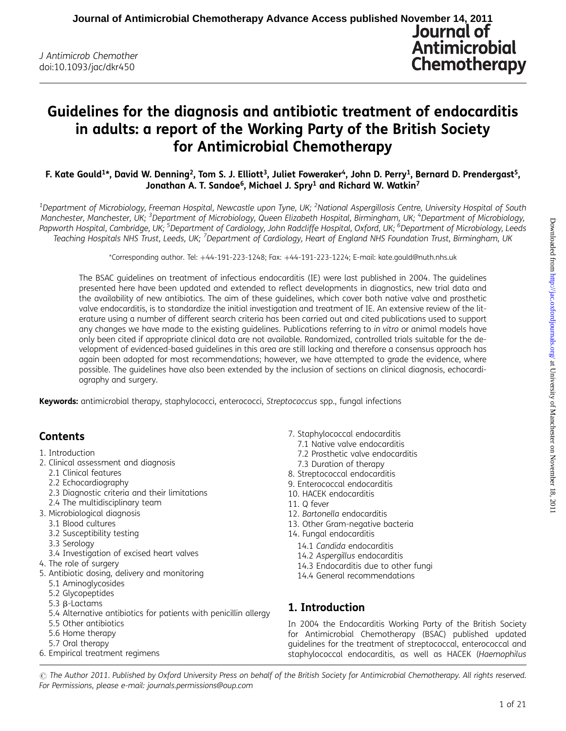# Guidelines for the diagnosis and antibiotic treatment of endocarditis in adults: a report of the Working Party of the British Society for Antimicrobial Chemotherapy

**F. Kate Gould[1]*, David W. Denning[2], Tom S. J. Elliott[3], Juliet Foweraker[4], John D. Perry[1], Bernard D. Prendergast[5], Jonathan A. T. Sandoe[6], Michael J. Spry[1] and Richard W. Watkin[7]**

[1]Department of Microbiology, Freeman Hospital, Newcastle upon Tyne, UK; [2]National Aspergillosis Centre, University Hospital of South Manchester, Manchester, UK; [3]Department of Microbiology, Queen Elizabeth Hospital, Birmingham, UK; [4]Department of Microbiology, Papworth Hospital, Cambridge, UK; [5]Department of Cardiology, John Radcliffe Hospital, Oxford, UK; [6]Department of Microbiology, Leeds Teaching Hospitals NHS Trust, Leeds, UK; [7]Department of Cardiology, Heart of England NHS Foundation Trust, Birmingham, UK

*Corresponding author. Tel: +44-191-223-1248; Fax: +44-191-223-1224; E-mail: kate.gould@nuth.nhs.uk

The BSAC guidelines on treatment of infectious endocarditis (IE) were last published in 2004. The guidelines presented here have been updated and extended to reflect developments in diagnostics, new trial data and the availability of new antibiotics. The aim of these guidelines, which cover both native valve and prosthetic valve endocarditis, is to standardize the initial investigation and treatment of IE. An extensive review of the literature using a number of different search criteria has been carried out and cited publications used to support any changes we have made to the existing guidelines. Publications referring to *in vitro* or animal models have only been cited if appropriate clinical data are not available. Randomized, controlled trials suitable for the development of evidenced-based guidelines in this area are still lacking and therefore a consensus approach has again been adopted for most recommendations; however, we have attempted to grade the evidence, where possible. The guidelines have also been extended by the inclusion of sections on clinical diagnosis, echocardiography and surgery.

**Keywords:** antimicrobial therapy, staphylococci, enterococci, *Streptococcus* spp., fungal infections

## Contents

1. Introduction
2. Clinical assessment and diagnosis
   - 2.1 Clinical features
   - 2.2 Echocardiography
   - 2.3 Diagnostic criteria and their limitations
   - 2.4 The multidisciplinary team
3. Microbiological diagnosis
   - 3.1 Blood cultures
   - 3.2 Susceptibility testing
   - 3.3 Serology
   - 3.4 Investigation of excised heart valves
4. The role of surgery
5. Antibiotic dosing, delivery and monitoring
   - 5.1 Aminoglycosides
   - 5.2 Glycopeptides
   - 5.3 β-Lactams
   - 5.4 Alternative antibiotics for patients with penicillin allergy
   - 5.5 Other antibiotics
   - 5.6 Home therapy
   - 5.7 Oral therapy
6. Empirical treatment regimens
7. Staphylococcal endocarditis
   - 7.1 Native valve endocarditis
   - 7.2 Prosthetic valve endocarditis
   - 7.3 Duration of therapy
8. Streptococcal endocarditis
9. Enterococcal endocarditis
10. HACEK endocarditis
11. Q fever
12. *Bartonella* endocarditis
13. Other Gram-negative bacteria
14. Fungal endocarditis
    - 14.1 *Candida* endocarditis
    - 14.2 *Aspergillus* endocarditis
    - 14.3 Endocarditis due to other fungi
    - 14.4 General recommendations

## 1. Introduction

In 2004 the Endocarditis Working Party of the British Society for Antimicrobial Chemotherapy (BSAC) published updated guidelines for the treatment of streptococcal, enterococcal and staphylococcal endocarditis, as well as HACEK (*Haemophilus*

© The Author 2011. Published by Oxford University Press on behalf of the British Society for Antimicrobial Chemotherapy. All rights reserved. For Permissions, please e-mail: journals.permissions@oup.com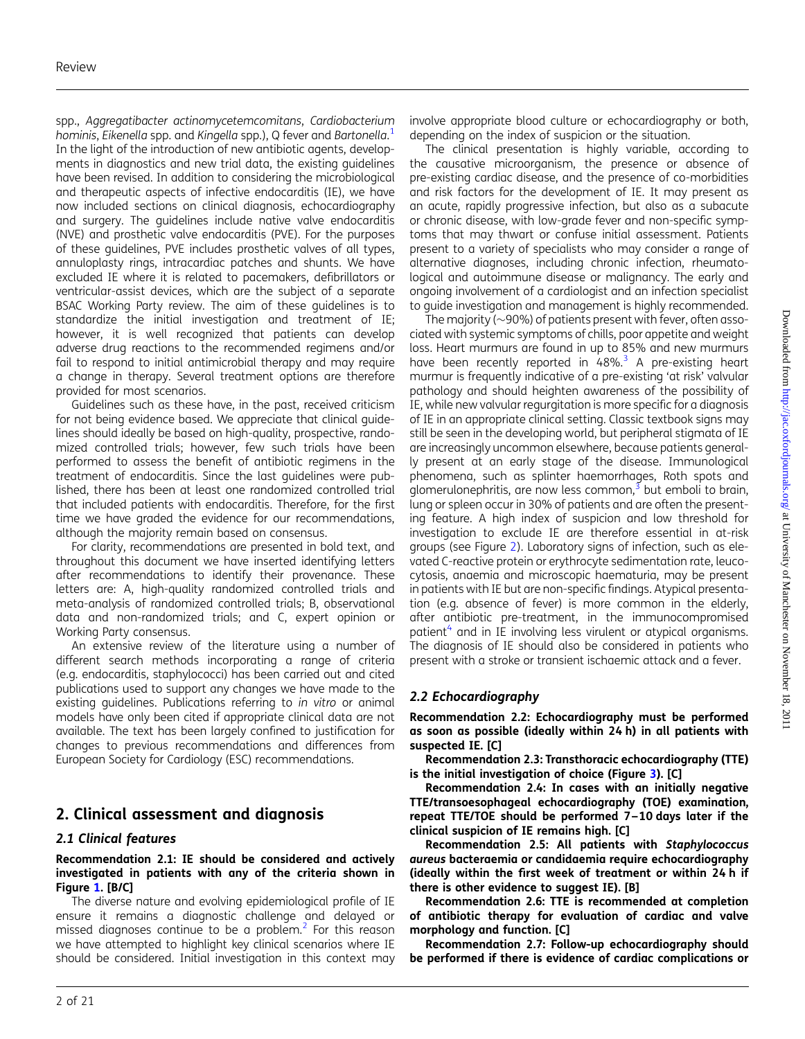spp., *Aggregatibacter actinomycetemcomitans*, *Cardiobacterium hominis*, *Eikenella* spp. and *Kingella* spp.), Q fever and *Bartonella*.[1] In the light of the introduction of new antibiotic agents, developments in diagnostics and new trial data, the existing guidelines have been revised. In addition to considering the microbiological and therapeutic aspects of infective endocarditis (IE), we have now included sections on clinical diagnosis, echocardiography and surgery. The guidelines include native valve endocarditis (NVE) and prosthetic valve endocarditis (PVE). For the purposes of these guidelines, PVE includes prosthetic valves of all types, annuloplasty rings, intracardiac patches and shunts. We have excluded IE where it is related to pacemakers, defibrillators or ventricular-assist devices, which are the subject of a separate BSAC Working Party review. The aim of these guidelines is to standardize the initial investigation and treatment of IE; however, it is well recognized that patients can develop adverse drug reactions to the recommended regimens and/or fail to respond to initial antimicrobial therapy and may require a change in therapy. Several treatment options are therefore provided for most scenarios.

Guidelines such as these have, in the past, received criticism for not being evidence based. We appreciate that clinical guidelines should ideally be based on high-quality, prospective, randomized controlled trials; however, few such trials have been performed to assess the benefit of antibiotic regimens in the treatment of endocarditis. Since the last guidelines were published, there has been at least one randomized controlled trial that included patients with endocarditis. Therefore, for the first time we have graded the evidence for our recommendations, although the majority remain based on consensus.

For clarity, recommendations are presented in bold text, and throughout this document we have inserted identifying letters after recommendations to identify their provenance. These letters are: A, high-quality randomized controlled trials and meta-analysis of randomized controlled trials; B, observational data and non-randomized trials; and C, expert opinion or Working Party consensus.

An extensive review of the literature using a number of different search methods incorporating a range of criteria (e.g. endocarditis, staphylococci) has been carried out and cited publications used to support any changes we have made to the existing guidelines. Publications referring to *in vitro* or animal models have only been cited if appropriate clinical data are not available. The text has been largely confined to justification for changes to previous recommendations and differences from European Society for Cardiology (ESC) recommendations.

## 2. Clinical assessment and diagnosis

### 2.1 Clinical features

**Recommendation 2.1: IE should be considered and actively investigated in patients with any of the criteria shown in Figure 1. [B/C]**

The diverse nature and evolving epidemiological profile of IE ensure it remains a diagnostic challenge and delayed or missed diagnoses continue to be a problem.[2] For this reason we have attempted to highlight key clinical scenarios where IE should be considered. Initial investigation in this context may involve appropriate blood culture or echocardiography or both, depending on the index of suspicion or the situation.

The clinical presentation is highly variable, according to the causative microorganism, the presence or absence of pre-existing cardiac disease, and the presence of co-morbidities and risk factors for the development of IE. It may present as an acute, rapidly progressive infection, but also as a subacute or chronic disease, with low-grade fever and non-specific symptoms that may thwart or confuse initial assessment. Patients present to a variety of specialists who may consider a range of alternative diagnoses, including chronic infection, rheumatological and autoimmune disease or malignancy. The early and ongoing involvement of a cardiologist and an infection specialist to guide investigation and management is highly recommended.

The majority (~90%) of patients present with fever, often associated with systemic symptoms of chills, poor appetite and weight loss. Heart murmurs are found in up to 85% and new murmurs have been recently reported in 48%.[3] A pre-existing heart murmur is frequently indicative of a pre-existing 'at risk' valvular pathology and should heighten awareness of the possibility of IE, while new valvular regurgitation is more specific for a diagnosis of IE in an appropriate clinical setting. Classic textbook signs may still be seen in the developing world, but peripheral stigmata of IE are increasingly uncommon elsewhere, because patients generally present at an early stage of the disease. Immunological phenomena, such as splinter haemorrhages, Roth spots and glomerulonephritis, are now less common,[3] but emboli to brain, lung or spleen occur in 30% of patients and are often the presenting feature. A high index of suspicion and low threshold for investigation to exclude IE are therefore essential in at-risk groups (see Figure 2). Laboratory signs of infection, such as elevated C-reactive protein or erythrocyte sedimentation rate, leucocytosis, anaemia and microscopic haematuria, may be present in patients with IE but are non-specific findings. Atypical presentation (e.g. absence of fever) is more common in the elderly, after antibiotic pre-treatment, in the immunocompromised patient[4] and in IE involving less virulent or atypical organisms. The diagnosis of IE should also be considered in patients who present with a stroke or transient ischaemic attack and a fever.

### 2.2 Echocardiography

**Recommendation 2.2: Echocardiography must be performed as soon as possible (ideally within 24 h) in all patients with suspected IE. [C]**

**Recommendation 2.3: Transthoracic echocardiography (TTE) is the initial investigation of choice (Figure 3). [C]**

**Recommendation 2.4: In cases with an initially negative TTE/transoesophageal echocardiography (TOE) examination, repeat TTE/TOE should be performed 7–10 days later if the clinical suspicion of IE remains high. [C]**

**Recommendation 2.5: All patients with *Staphylococcus aureus* bacteraemia or candidaemia require echocardiography (ideally within the first week of treatment or within 24 h if there is other evidence to suggest IE). [B]**

**Recommendation 2.6: TTE is recommended at completion of antibiotic therapy for evaluation of cardiac and valve morphology and function. [C]**

**Recommendation 2.7: Follow-up echocardiography should be performed if there is evidence of cardiac complications or**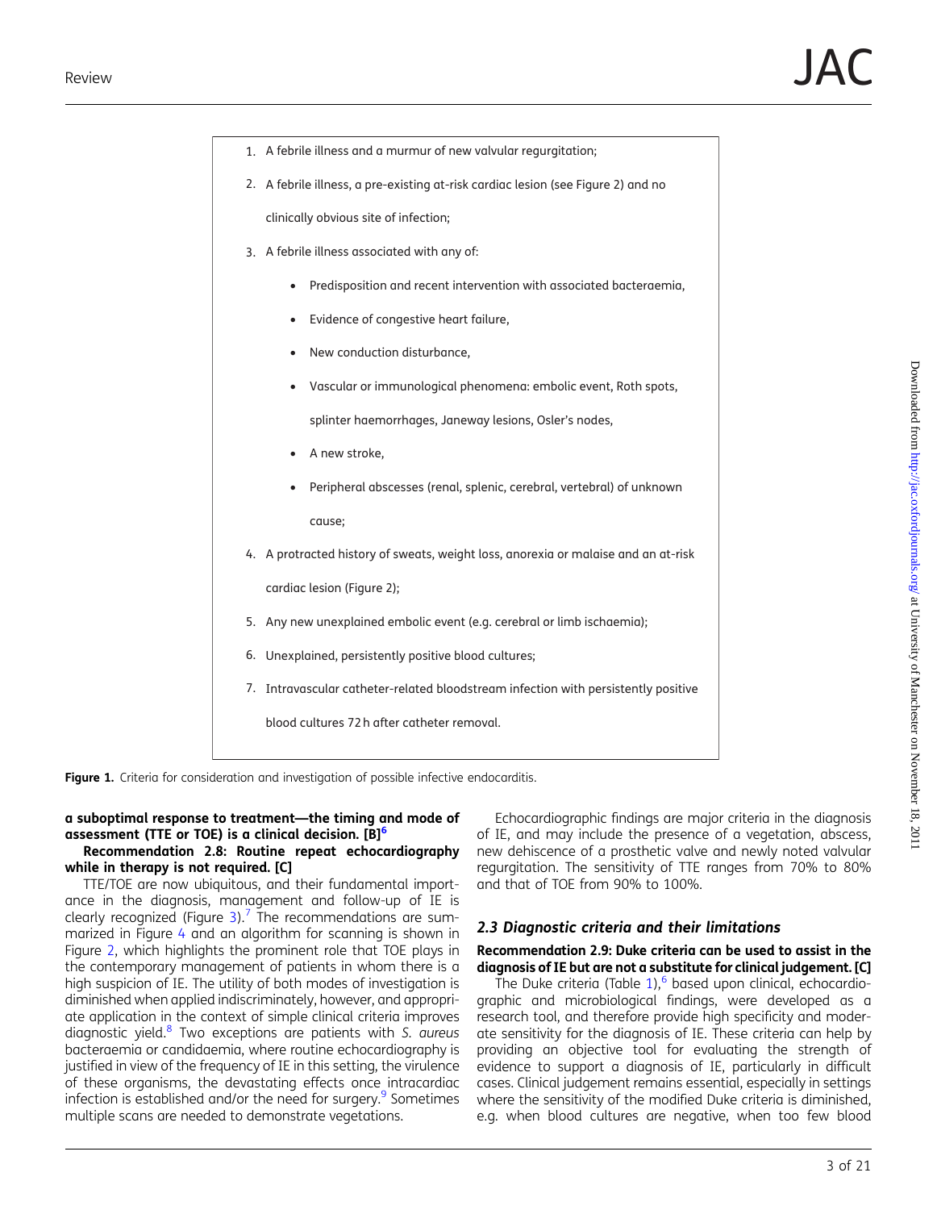1. A febrile illness and a murmur of new valvular regurgitation;
2. A febrile illness, a pre-existing at-risk cardiac lesion (see Figure 2) and no clinically obvious site of infection;
3. A febrile illness associated with any of:
   - Predisposition and recent intervention with associated bacteraemia,
   - Evidence of congestive heart failure,
   - New conduction disturbance,
   - Vascular or immunological phenomena: embolic event, Roth spots, splinter haemorrhages, Janeway lesions, Osler's nodes,
   - A new stroke,
   - Peripheral abscesses (renal, splenic, cerebral, vertebral) of unknown cause;
4. A protracted history of sweats, weight loss, anorexia or malaise and an at-risk cardiac lesion (Figure 2);
5. Any new unexplained embolic event (e.g. cerebral or limb ischaemia);
6. Unexplained, persistently positive blood cultures;
7. Intravascular catheter-related bloodstream infection with persistently positive blood cultures 72 h after catheter removal.

**Figure 1.** Criteria for consideration and investigation of possible infective endocarditis.

**a suboptimal response to treatment—the timing and mode of assessment (TTE or TOE) is a clinical decision. [B][6]**

**Recommendation 2.8: Routine repeat echocardiography while in therapy is not required. [C]**

TTE/TOE are now ubiquitous, and their fundamental importance in the diagnosis, management and follow-up of IE is clearly recognized (Figure 3).[7] The recommendations are summarized in Figure 4 and an algorithm for scanning is shown in Figure 2, which highlights the prominent role that TOE plays in the contemporary management of patients in whom there is a high suspicion of IE. The utility of both modes of investigation is diminished when applied indiscriminately, however, and appropriate application in the context of simple clinical criteria improves diagnostic yield.[8] Two exceptions are patients with *S. aureus* bacteraemia or candidaemia, where routine echocardiography is justified in view of the frequency of IE in this setting, the virulence of these organisms, the devastating effects once intracardiac infection is established and/or the need for surgery.[9] Sometimes multiple scans are needed to demonstrate vegetations.

Echocardiographic findings are major criteria in the diagnosis of IE, and may include the presence of a vegetation, abscess, new dehiscence of a prosthetic valve and newly noted valvular regurgitation. The sensitivity of TTE ranges from 70% to 80% and that of TOE from 90% to 100%.

### 2.3 Diagnostic criteria and their limitations

**Recommendation 2.9: Duke criteria can be used to assist in the diagnosis of IE but are not a substitute for clinical judgement. [C]**

The Duke criteria (Table 1),[6] based upon clinical, echocardiographic and microbiological findings, were developed as a research tool, and therefore provide high specificity and moderate sensitivity for the diagnosis of IE. These criteria can help by providing an objective tool for evaluating the strength of evidence to support a diagnosis of IE, particularly in difficult cases. Clinical judgement remains essential, especially in settings where the sensitivity of the modified Duke criteria is diminished, e.g. when blood cultures are negative, when too few blood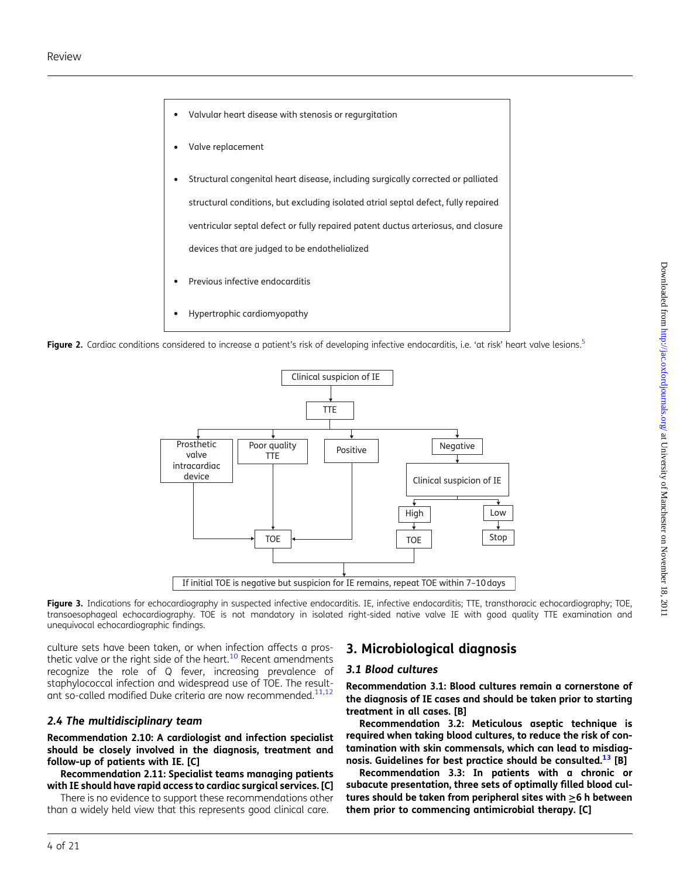- Valvular heart disease with stenosis or regurgitation
- Valve replacement
- Structural congenital heart disease, including surgically corrected or palliated structural conditions, but excluding isolated atrial septal defect, fully repaired ventricular septal defect or fully repaired patent ductus arteriosus, and closure devices that are judged to be endothelialized
- Previous infective endocarditis
- Hypertrophic cardiomyopathy

**Figure 2.** Cardiac conditions considered to increase a patient's risk of developing infective endocarditis, i.e. 'at risk' heart valve lesions.[5]

Clinical suspicion of IE → TTE

- Prosthetic valve intracardiac device → TOE
- Poor quality TTE → TOE
- Positive → TOE
- Negative → Clinical suspicion of IE
  - High → TOE
  - Low → Stop

If initial TOE is negative but suspicion for IE remains, repeat TOE within 7–10 days

**Figure 3.** Indications for echocardiography in suspected infective endocarditis. IE, infective endocarditis; TTE, transthoracic echocardiography; TOE, transoesophageal echocardiography. TOE is not mandatory in isolated right-sided native valve IE with good quality TTE examination and unequivocal echocardiographic findings.

culture sets have been taken, or when infection affects a prosthetic valve or the right side of the heart.[10] Recent amendments recognize the role of Q fever, increasing prevalence of staphylococcal infection and widespread use of TOE. The resultant so-called modified Duke criteria are now recommended.[11,12]

### 2.4 The multidisciplinary team

**Recommendation 2.10: A cardiologist and infection specialist should be closely involved in the diagnosis, treatment and follow-up of patients with IE. [C]**

**Recommendation 2.11: Specialist teams managing patients with IE should have rapid access to cardiac surgical services. [C]**

There is no evidence to support these recommendations other than a widely held view that this represents good clinical care.

## 3. Microbiological diagnosis

### 3.1 Blood cultures

**Recommendation 3.1: Blood cultures remain a cornerstone of the diagnosis of IE cases and should be taken prior to starting treatment in all cases. [B]**

**Recommendation 3.2: Meticulous aseptic technique is required when taking blood cultures, to reduce the risk of contamination with skin commensals, which can lead to misdiagnosis. Guidelines for best practice should be consulted.[13] [B]**

**Recommendation 3.3: In patients with a chronic or subacute presentation, three sets of optimally filled blood cultures should be taken from peripheral sites with ≥6 h between them prior to commencing antimicrobial therapy. [C]**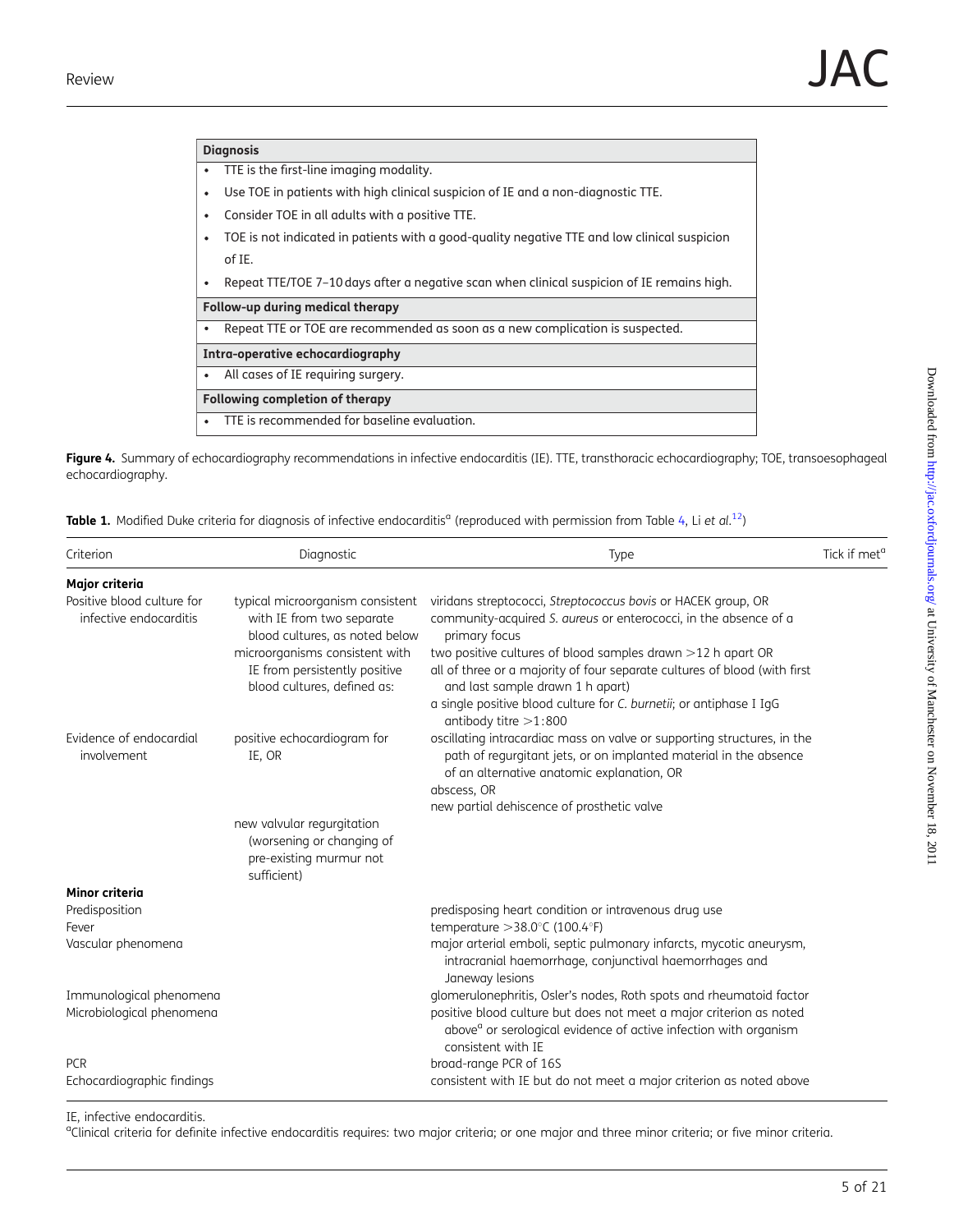| **Diagnosis** |
|---|
| • TTE is the first-line imaging modality. |
| • Use TOE in patients with high clinical suspicion of IE and a non-diagnostic TTE. |
| • Consider TOE in all adults with a positive TTE. |
| • TOE is not indicated in patients with a good-quality negative TTE and low clinical suspicion of IE. |
| • Repeat TTE/TOE 7–10 days after a negative scan when clinical suspicion of IE remains high. |
| **Follow-up during medical therapy** |
| • Repeat TTE or TOE are recommended as soon as a new complication is suspected. |
| **Intra-operative echocardiography** |
| • All cases of IE requiring surgery. |
| **Following completion of therapy** |
| • TTE is recommended for baseline evaluation. |

**Figure 4.** Summary of echocardiography recommendations in infective endocarditis (IE). TTE, transthoracic echocardiography; TOE, transoesophageal echocardiography.

**Table 1.** Modified Duke criteria for diagnosis of infective endocarditis[a] (reproduced with permission from Table 4, Li *et al.*[12])

| Criterion | Diagnostic | Type | Tick if met[a] |
|---|---|---|---|
| **Major criteria** | | | |
| Positive blood culture for infective endocarditis | typical microorganism consistent with IE from two separate blood cultures, as noted below | viridans streptococci, *Streptococcus bovis* or HACEK group, OR community-acquired *S. aureus* or enterococci, in the absence of a primary focus | |
| | microorganisms consistent with IE from persistently positive blood cultures, defined as: | two positive cultures of blood samples drawn >12 h apart OR all of three or a majority of four separate cultures of blood (with first and last sample drawn 1 h apart) a single positive blood culture for *C. burnetii*; or antiphase I IgG antibody titre >1:800 | |
| Evidence of endocardial involvement | positive echocardiogram for IE, OR | oscillating intracardiac mass on valve or supporting structures, in the path of regurgitant jets, or on implanted material in the absence of an alternative anatomic explanation, OR abscess, OR new partial dehiscence of prosthetic valve | |
| | new valvular regurgitation (worsening or changing of pre-existing murmur not sufficient) | | |
| **Minor criteria** | | | |
| Predisposition | | predisposing heart condition or intravenous drug use | |
| Fever | | temperature >38.0°C (100.4°F) | |
| Vascular phenomena | | major arterial emboli, septic pulmonary infarcts, mycotic aneurysm, intracranial haemorrhage, conjunctival haemorrhages and Janeway lesions | |
| Immunological phenomena | | glomerulonephritis, Osler's nodes, Roth spots and rheumatoid factor | |
| Microbiological phenomena | | positive blood culture but does not meet a major criterion as noted above[a] or serological evidence of active infection with organism consistent with IE | |
| PCR | | broad-range PCR of 16S | |
| Echocardiographic findings | | consistent with IE but do not meet a major criterion as noted above | |

IE, infective endocarditis.
[a]Clinical criteria for definite infective endocarditis requires: two major criteria; or one major and three minor criteria; or five minor criteria.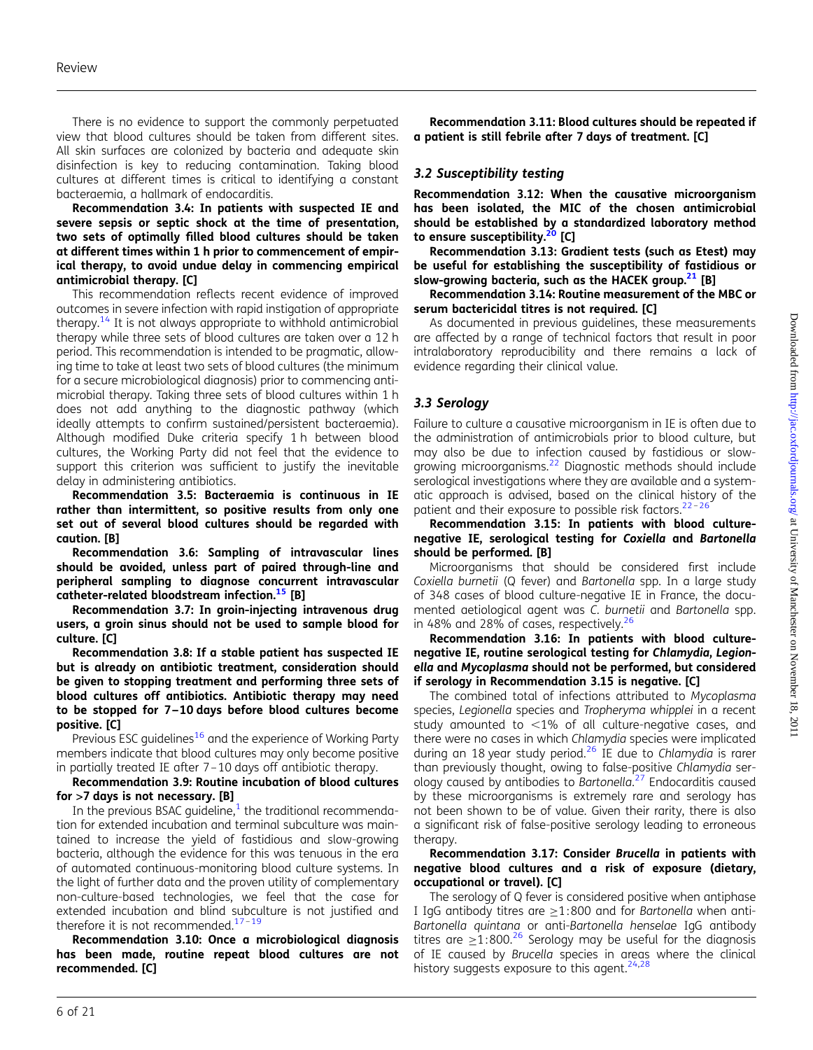There is no evidence to support the commonly perpetuated view that blood cultures should be taken from different sites. All skin surfaces are colonized by bacteria and adequate skin disinfection is key to reducing contamination. Taking blood cultures at different times is critical to identifying a constant bacteraemia, a hallmark of endocarditis.

**Recommendation 3.4: In patients with suspected IE and severe sepsis or septic shock at the time of presentation, two sets of optimally filled blood cultures should be taken at different times within 1 h prior to commencement of empirical therapy, to avoid undue delay in commencing empirical antimicrobial therapy. [C]**

This recommendation reflects recent evidence of improved outcomes in severe infection with rapid instigation of appropriate therapy.[14] It is not always appropriate to withhold antimicrobial therapy while three sets of blood cultures are taken over a 12 h period. This recommendation is intended to be pragmatic, allowing time to take at least two sets of blood cultures (the minimum for a secure microbiological diagnosis) prior to commencing antimicrobial therapy. Taking three sets of blood cultures within 1 h does not add anything to the diagnostic pathway (which ideally attempts to confirm sustained/persistent bacteraemia). Although modified Duke criteria specify 1 h between blood cultures, the Working Party did not feel that the evidence to support this criterion was sufficient to justify the inevitable delay in administering antibiotics.

**Recommendation 3.5: Bacteraemia is continuous in IE rather than intermittent, so positive results from only one set out of several blood cultures should be regarded with caution. [B]**

**Recommendation 3.6: Sampling of intravascular lines should be avoided, unless part of paired through-line and peripheral sampling to diagnose concurrent intravascular catheter-related bloodstream infection.[15] [B]**

**Recommendation 3.7: In groin-injecting intravenous drug users, a groin sinus should not be used to sample blood for culture. [C]**

**Recommendation 3.8: If a stable patient has suspected IE but is already on antibiotic treatment, consideration should be given to stopping treatment and performing three sets of blood cultures off antibiotics. Antibiotic therapy may need to be stopped for 7–10 days before blood cultures become positive. [C]**

Previous ESC guidelines[16] and the experience of Working Party members indicate that blood cultures may only become positive in partially treated IE after 7–10 days off antibiotic therapy.

**Recommendation 3.9: Routine incubation of blood cultures for >7 days is not necessary. [B]**

In the previous BSAC guideline,[1] the traditional recommendation for extended incubation and terminal subculture was maintained to increase the yield of fastidious and slow-growing bacteria, although the evidence for this was tenuous in the era of automated continuous-monitoring blood culture systems. In the light of further data and the proven utility of complementary non-culture-based technologies, we feel that the case for extended incubation and blind subculture is not justified and therefore it is not recommended.[17–19]

**Recommendation 3.10: Once a microbiological diagnosis has been made, routine repeat blood cultures are not recommended. [C]**

**Recommendation 3.11: Blood cultures should be repeated if a patient is still febrile after 7 days of treatment. [C]**

### *3.2 Susceptibility testing*

**Recommendation 3.12: When the causative microorganism has been isolated, the MIC of the chosen antimicrobial should be established by a standardized laboratory method to ensure susceptibility.[20] [C]**

**Recommendation 3.13: Gradient tests (such as Etest) may be useful for establishing the susceptibility of fastidious or slow-growing bacteria, such as the HACEK group.[21] [B]**

**Recommendation 3.14: Routine measurement of the MBC or serum bactericidal titres is not required. [C]**

As documented in previous guidelines, these measurements are affected by a range of technical factors that result in poor intralaboratory reproducibility and there remains a lack of evidence regarding their clinical value.

### *3.3 Serology*

Failure to culture a causative microorganism in IE is often due to the administration of antimicrobials prior to blood culture, but may also be due to infection caused by fastidious or slow-growing microorganisms.[22] Diagnostic methods should include serological investigations where they are available and a systematic approach is advised, based on the clinical history of the patient and their exposure to possible risk factors.[22–26]

**Recommendation 3.15: In patients with blood culture-negative IE, serological testing for *Coxiella* and *Bartonella* should be performed. [B]**

Microorganisms that should be considered first include *Coxiella burnetii* (Q fever) and *Bartonella* spp. In a large study of 348 cases of blood culture-negative IE in France, the documented aetiological agent was *C. burnetii* and *Bartonella* spp. in 48% and 28% of cases, respectively.[26]

**Recommendation 3.16: In patients with blood culture-negative IE, routine serological testing for *Chlamydia*, *Legionella* and *Mycoplasma* should not be performed, but considered if serology in Recommendation 3.15 is negative. [C]**

The combined total of infections attributed to *Mycoplasma* species, *Legionella* species and *Tropheryma whipplei* in a recent study amounted to <1% of all culture-negative cases, and there were no cases in which *Chlamydia* species were implicated during an 18 year study period.[26] IE due to *Chlamydia* is rarer than previously thought, owing to false-positive *Chlamydia* serology caused by antibodies to *Bartonella*.[27] Endocarditis caused by these microorganisms is extremely rare and serology has not been shown to be of value. Given their rarity, there is also a significant risk of false-positive serology leading to erroneous therapy.

**Recommendation 3.17: Consider *Brucella* in patients with negative blood cultures and a risk of exposure (dietary, occupational or travel). [C]**

The serology of Q fever is considered positive when antiphase I IgG antibody titres are ≥1:800 and for *Bartonella* when anti-*Bartonella quintana* or anti-*Bartonella henselae* IgG antibody titres are ≥1:800.[26] Serology may be useful for the diagnosis of IE caused by *Brucella* species in areas where the clinical history suggests exposure to this agent.[24,28]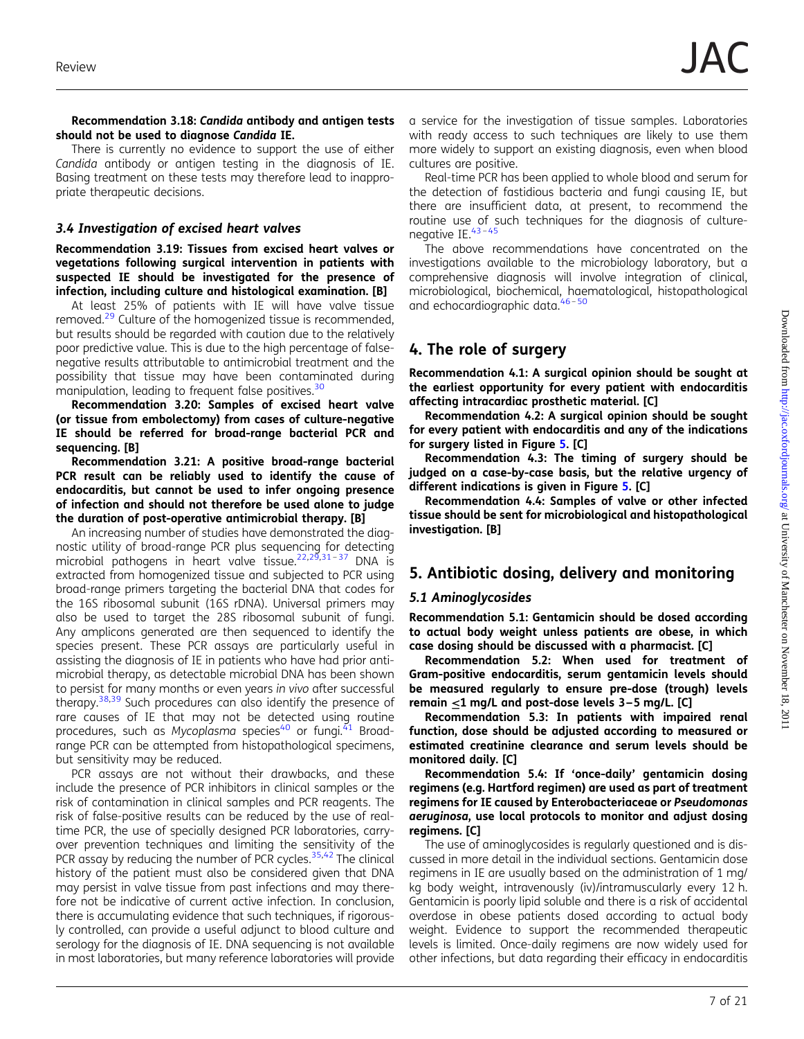**Recommendation 3.18: *Candida* antibody and antigen tests should not be used to diagnose *Candida* IE.**

There is currently no evidence to support the use of either *Candida* antibody or antigen testing in the diagnosis of IE. Basing treatment on these tests may therefore lead to inappropriate therapeutic decisions.

### *3.4 Investigation of excised heart valves*

**Recommendation 3.19: Tissues from excised heart valves or vegetations following surgical intervention in patients with suspected IE should be investigated for the presence of infection, including culture and histological examination. [B]**

At least 25% of patients with IE will have valve tissue removed.[29] Culture of the homogenized tissue is recommended, but results should be regarded with caution due to the relatively poor predictive value. This is due to the high percentage of false-negative results attributable to antimicrobial treatment and the possibility that tissue may have been contaminated during manipulation, leading to frequent false positives.[30]

**Recommendation 3.20: Samples of excised heart valve (or tissue from embolectomy) from cases of culture-negative IE should be referred for broad-range bacterial PCR and sequencing. [B]**

**Recommendation 3.21: A positive broad-range bacterial PCR result can be reliably used to identify the cause of endocarditis, but cannot be used to infer ongoing presence of infection and should not therefore be used alone to judge the duration of post-operative antimicrobial therapy. [B]**

An increasing number of studies have demonstrated the diagnostic utility of broad-range PCR plus sequencing for detecting microbial pathogens in heart valve tissue.[22,29,31–37] DNA is extracted from homogenized tissue and subjected to PCR using broad-range primers targeting the bacterial DNA that codes for the 16S ribosomal subunit (16S rDNA). Universal primers may also be used to target the 28S ribosomal subunit of fungi. Any amplicons generated are then sequenced to identify the species present. These PCR assays are particularly useful in assisting the diagnosis of IE in patients who have had prior antimicrobial therapy, as detectable microbial DNA has been shown to persist for many months or even years *in vivo* after successful therapy.[38,39] Such procedures can also identify the presence of rare causes of IE that may not be detected using routine procedures, such as *Mycoplasma* species[40] or fungi.[41] Broad-range PCR can be attempted from histopathological specimens, but sensitivity may be reduced.

PCR assays are not without their drawbacks, and these include the presence of PCR inhibitors in clinical samples or the risk of contamination in clinical samples and PCR reagents. The risk of false-positive results can be reduced by the use of real-time PCR, the use of specially designed PCR laboratories, carry-over prevention techniques and limiting the sensitivity of the PCR assay by reducing the number of PCR cycles.[35,42] The clinical history of the patient must also be considered given that DNA may persist in valve tissue from past infections and may therefore not be indicative of current active infection. In conclusion, there is accumulating evidence that such techniques, if rigorously controlled, can provide a useful adjunct to blood culture and serology for the diagnosis of IE. DNA sequencing is not available in most laboratories, but many reference laboratories will provide a service for the investigation of tissue samples. Laboratories with ready access to such techniques are likely to use them more widely to support an existing diagnosis, even when blood cultures are positive.

Real-time PCR has been applied to whole blood and serum for the detection of fastidious bacteria and fungi causing IE, but there are insufficient data, at present, to recommend the routine use of such techniques for the diagnosis of culture-negative IE.[43–45]

The above recommendations have concentrated on the investigations available to the microbiology laboratory, but a comprehensive diagnosis will involve integration of clinical, microbiological, biochemical, haematological, histopathological and echocardiographic data.[46–50]

## 4. The role of surgery

**Recommendation 4.1: A surgical opinion should be sought at the earliest opportunity for every patient with endocarditis affecting intracardiac prosthetic material. [C]**

**Recommendation 4.2: A surgical opinion should be sought for every patient with endocarditis and any of the indications for surgery listed in Figure 5. [C]**

**Recommendation 4.3: The timing of surgery should be judged on a case-by-case basis, but the relative urgency of different indications is given in Figure 5. [C]**

**Recommendation 4.4: Samples of valve or other infected tissue should be sent for microbiological and histopathological investigation. [B]**

## 5. Antibiotic dosing, delivery and monitoring

### *5.1 Aminoglycosides*

**Recommendation 5.1: Gentamicin should be dosed according to actual body weight unless patients are obese, in which case dosing should be discussed with a pharmacist. [C]**

**Recommendation 5.2: When used for treatment of Gram-positive endocarditis, serum gentamicin levels should be measured regularly to ensure pre-dose (trough) levels remain $\leq$1 mg/L and post-dose levels 3–5 mg/L. [C]**

**Recommendation 5.3: In patients with impaired renal function, dose should be adjusted according to measured or estimated creatinine clearance and serum levels should be monitored daily. [C]**

**Recommendation 5.4: If 'once-daily' gentamicin dosing regimens (e.g. Hartford regimen) are used as part of treatment regimens for IE caused by Enterobacteriaceae or *Pseudomonas aeruginosa*, use local protocols to monitor and adjust dosing regimens. [C]**

The use of aminoglycosides is regularly questioned and is discussed in more detail in the individual sections. Gentamicin dose regimens in IE are usually based on the administration of 1 mg/kg body weight, intravenously (iv)/intramuscularly every 12 h. Gentamicin is poorly lipid soluble and there is a risk of accidental overdose in obese patients dosed according to actual body weight. Evidence to support the recommended therapeutic levels is limited. Once-daily regimens are now widely used for other infections, but data regarding their efficacy in endocarditis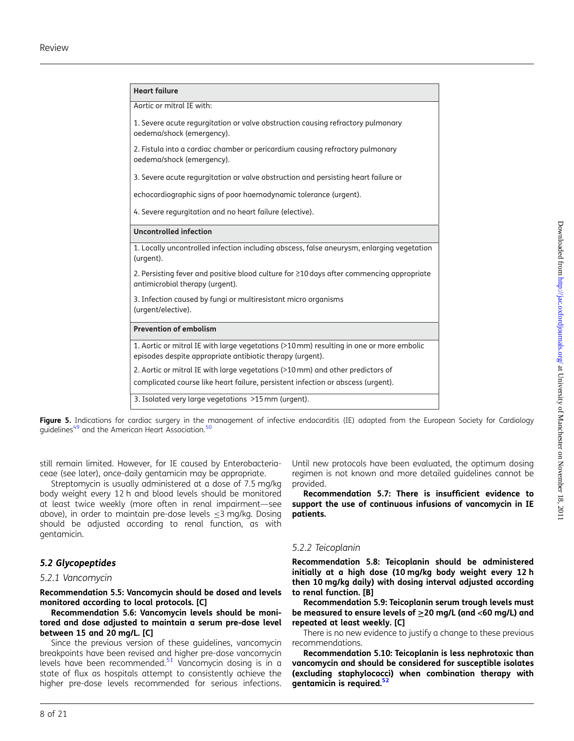| Heart failure |
|---|
| Aortic or mitral IE with: |
| 1. Severe acute regurgitation or valve obstruction causing refractory pulmonary oedema/shock (emergency). |
| 2. Fistula into a cardiac chamber or pericardium causing refractory pulmonary oedema/shock (emergency). |
| 3. Severe acute regurgitation or valve obstruction and persisting heart failure or echocardiographic signs of poor haemodynamic tolerance (urgent). |
| 4. Severe regurgitation and no heart failure (elective). |
| **Uncontrolled infection** |
| 1. Locally uncontrolled infection including abscess, false aneurysm, enlarging vegetation (urgent). |
| 2. Persisting fever and positive blood culture for ≥10 days after commencing appropriate antimicrobial therapy (urgent). |
| 3. Infection caused by fungi or multiresistant micro organisms (urgent/elective). |
| **Prevention of embolism** |
| 1. Aortic or mitral IE with large vegetations (>10 mm) resulting in one or more embolic episodes despite appropriate antibiotic therapy (urgent). |
| 2. Aortic or mitral IE with large vegetations (>10 mm) and other predictors of complicated course like heart failure, persistent infection or abscess (urgent). |
| 3. Isolated very large vegetations >15 mm (urgent). |

**Figure 5.** Indications for cardiac surgery in the management of infective endocarditis (IE) adapted from the European Society for Cardiology guidelines[49] and the American Heart Association.[50]

still remain limited. However, for IE caused by Enterobacteriaceae (see later), once-daily gentamicin may be appropriate.

Streptomycin is usually administered at a dose of 7.5 mg/kg body weight every 12 h and blood levels should be monitored at least twice weekly (more often in renal impairment—see above), in order to maintain pre-dose levels ≤3 mg/kg. Dosing should be adjusted according to renal function, as with gentamicin.

## 5.2 Glycopeptides

### 5.2.1 Vancomycin

**Recommendation 5.5: Vancomycin should be dosed and levels monitored according to local protocols. [C]**

**Recommendation 5.6: Vancomycin levels should be monitored and dose adjusted to maintain a serum pre-dose level between 15 and 20 mg/L. [C]**

Since the previous version of these guidelines, vancomycin breakpoints have been revised and higher pre-dose vancomycin levels have been recommended.[51] Vancomycin dosing is in a state of flux as hospitals attempt to consistently achieve the higher pre-dose levels recommended for serious infections. Until new protocols have been evaluated, the optimum dosing regimen is not known and more detailed guidelines cannot be provided.

**Recommendation 5.7: There is insufficient evidence to support the use of continuous infusions of vancomycin in IE patients.**

### 5.2.2 Teicoplanin

**Recommendation 5.8: Teicoplanin should be administered initially at a high dose (10 mg/kg body weight every 12 h then 10 mg/kg daily) with dosing interval adjusted according to renal function. [B]**

**Recommendation 5.9: Teicoplanin serum trough levels must be measured to ensure levels of ≥20 mg/L (and <60 mg/L) and repeated at least weekly. [C]**

There is no new evidence to justify a change to these previous recommendations.

**Recommendation 5.10: Teicoplanin is less nephrotoxic than vancomycin and should be considered for susceptible isolates (excluding staphylococci) when combination therapy with gentamicin is required.[52]**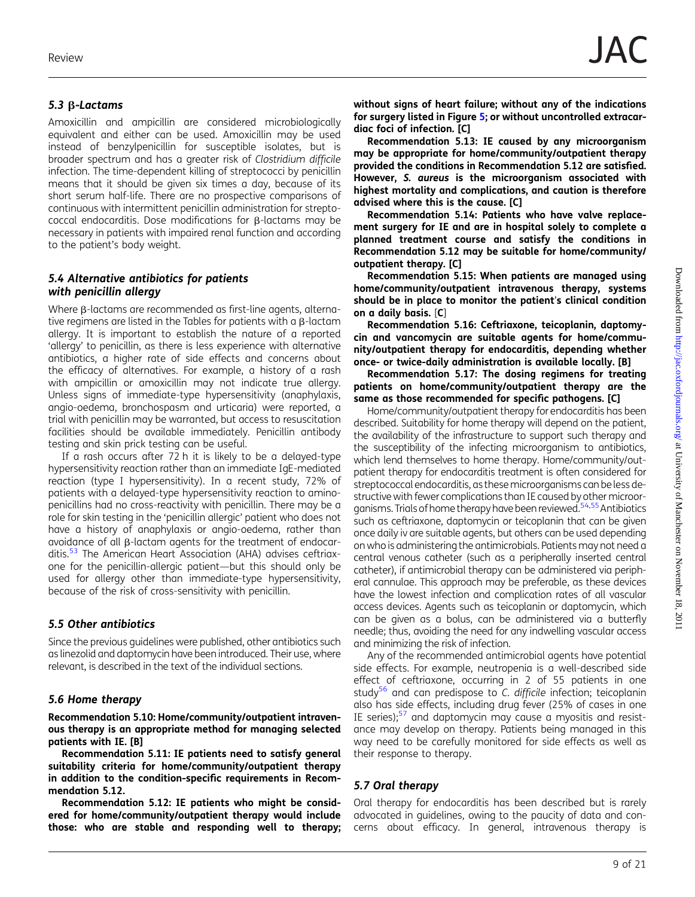### 5.3 β-Lactams

Amoxicillin and ampicillin are considered microbiologically equivalent and either can be used. Amoxicillin may be used instead of benzylpenicillin for susceptible isolates, but is broader spectrum and has a greater risk of *Clostridium difficile* infection. The time-dependent killing of streptococci by penicillin means that it should be given six times a day, because of its short serum half-life. There are no prospective comparisons of continuous with intermittent penicillin administration for streptococcal endocarditis. Dose modifications for β-lactams may be necessary in patients with impaired renal function and according to the patient's body weight.

### 5.4 Alternative antibiotics for patients with penicillin allergy

Where β-lactams are recommended as first-line agents, alternative regimens are listed in the Tables for patients with a β-lactam allergy. It is important to establish the nature of a reported 'allergy' to penicillin, as there is less experience with alternative antibiotics, a higher rate of side effects and concerns about the efficacy of alternatives. For example, a history of a rash with ampicillin or amoxicillin may not indicate true allergy. Unless signs of immediate-type hypersensitivity (anaphylaxis, angio-oedema, bronchospasm and urticaria) were reported, a trial with penicillin may be warranted, but access to resuscitation facilities should be available immediately. Penicillin antibody testing and skin prick testing can be useful.

If a rash occurs after 72 h it is likely to be a delayed-type hypersensitivity reaction rather than an immediate IgE-mediated reaction (type I hypersensitivity). In a recent study, 72% of patients with a delayed-type hypersensitivity reaction to aminopenicillins had no cross-reactivity with penicillin. There may be a role for skin testing in the 'penicillin allergic' patient who does not have a history of anaphylaxis or angio-oedema, rather than avoidance of all β-lactam agents for the treatment of endocarditis.[53] The American Heart Association (AHA) advises ceftriaxone for the penicillin-allergic patient—but this should only be used for allergy other than immediate-type hypersensitivity, because of the risk of cross-sensitivity with penicillin.

### 5.5 Other antibiotics

Since the previous guidelines were published, other antibiotics such as linezolid and daptomycin have been introduced. Their use, where relevant, is described in the text of the individual sections.

### 5.6 Home therapy

**Recommendation 5.10: Home/community/outpatient intravenous therapy is an appropriate method for managing selected patients with IE. [B]**

**Recommendation 5.11: IE patients need to satisfy general suitability criteria for home/community/outpatient therapy in addition to the condition-specific requirements in Recommendation 5.12.**

**Recommendation 5.12: IE patients who might be considered for home/community/outpatient therapy would include those: who are stable and responding well to therapy; without signs of heart failure; without any of the indications for surgery listed in Figure 5; or without uncontrolled extracardiac foci of infection. [C]**

**Recommendation 5.13: IE caused by any microorganism may be appropriate for home/community/outpatient therapy provided the conditions in Recommendation 5.12 are satisfied. However, *S. aureus* is the microorganism associated with highest mortality and complications, and caution is therefore advised where this is the cause. [C]**

**Recommendation 5.14: Patients who have valve replacement surgery for IE and are in hospital solely to complete a planned treatment course and satisfy the conditions in Recommendation 5.12 may be suitable for home/community/outpatient therapy. [C]**

**Recommendation 5.15: When patients are managed using home/community/outpatient intravenous therapy, systems should be in place to monitor the patient's clinical condition on a daily basis. [C]**

**Recommendation 5.16: Ceftriaxone, teicoplanin, daptomycin and vancomycin are suitable agents for home/community/outpatient therapy for endocarditis, depending whether once- or twice-daily administration is available locally. [B]**

**Recommendation 5.17: The dosing regimens for treating patients on home/community/outpatient therapy are the same as those recommended for specific pathogens. [C]**

Home/community/outpatient therapy for endocarditis has been described. Suitability for home therapy will depend on the patient, the availability of the infrastructure to support such therapy and the susceptibility of the infecting microorganism to antibiotics, which lend themselves to home therapy. Home/community/outpatient therapy for endocarditis treatment is often considered for streptococcal endocarditis, as these microorganisms can be less destructive with fewer complications than IE caused by other microorganisms. Trials of home therapy have been reviewed.[54,55] Antibiotics such as ceftriaxone, daptomycin or teicoplanin that can be given once daily iv are suitable agents, but others can be used depending on who is administering the antimicrobials. Patients may not need a central venous catheter (such as a peripherally inserted central catheter), if antimicrobial therapy can be administered via peripheral cannulae. This approach may be preferable, as these devices have the lowest infection and complication rates of all vascular access devices. Agents such as teicoplanin or daptomycin, which can be given as a bolus, can be administered via a butterfly needle; thus, avoiding the need for any indwelling vascular access and minimizing the risk of infection.

Any of the recommended antimicrobial agents have potential side effects. For example, neutropenia is a well-described side effect of ceftriaxone, occurring in 2 of 55 patients in one study[56] and can predispose to *C. difficile* infection; teicoplanin also has side effects, including drug fever (25% of cases in one IE series);[57] and daptomycin may cause a myositis and resistance may develop on therapy. Patients being managed in this way need to be carefully monitored for side effects as well as their response to therapy.

### 5.7 Oral therapy

Oral therapy for endocarditis has been described but is rarely advocated in guidelines, owing to the paucity of data and concerns about efficacy. In general, intravenous therapy is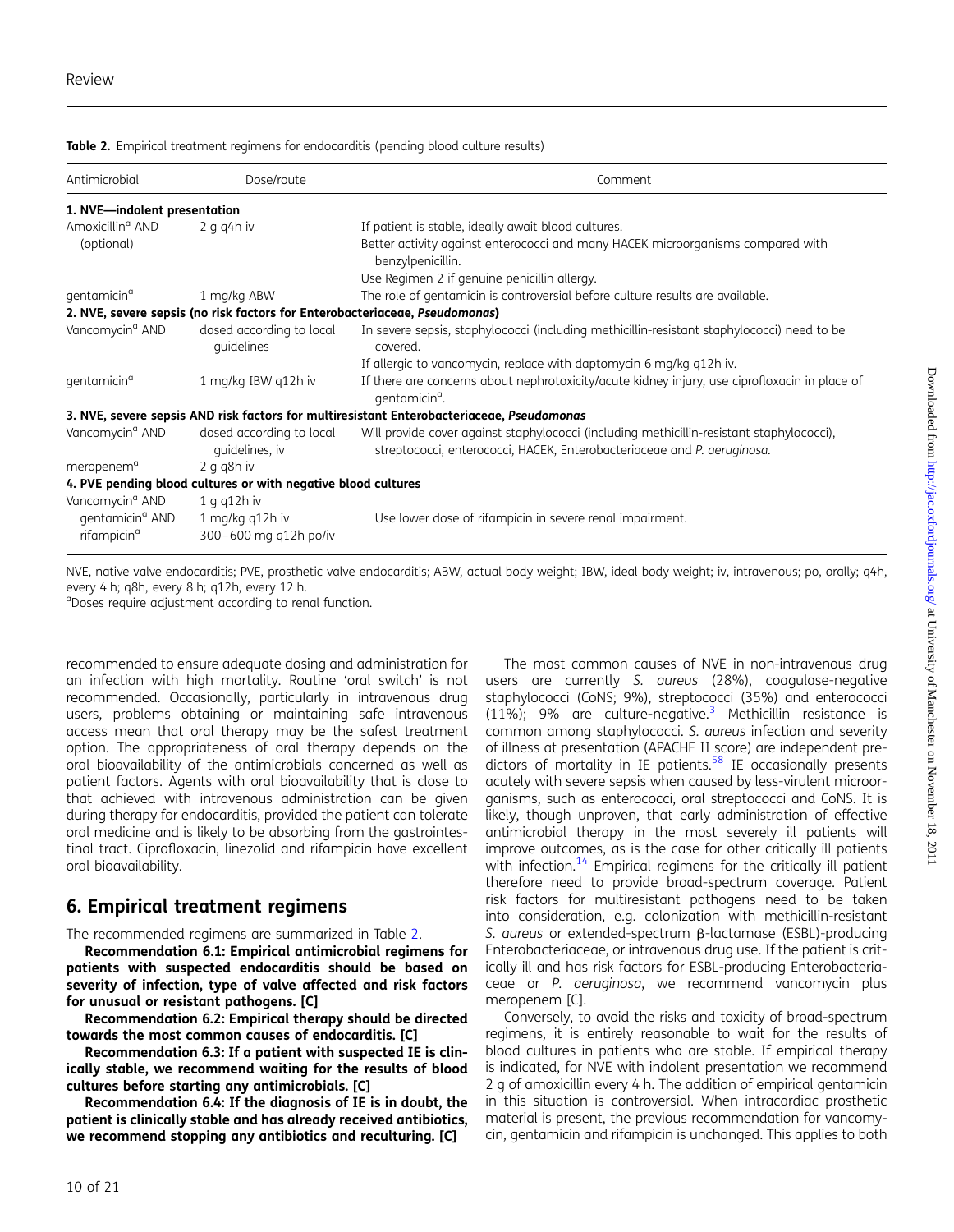**Table 2.** Empirical treatment regimens for endocarditis (pending blood culture results)

| Antimicrobial | Dose/route | Comment |
|---|---|---|
| **1. NVE—indolent presentation** | | |
| Amoxicillin[a] AND (optional) | 2 g q4h iv | If patient is stable, ideally await blood cultures. Better activity against enterococci and many HACEK microorganisms compared with benzylpenicillin. Use Regimen 2 if genuine penicillin allergy. |
| gentamicin[a] | 1 mg/kg ABW | The role of gentamicin is controversial before culture results are available. |
| **2. NVE, severe sepsis (no risk factors for Enterobacteriaceae, *Pseudomonas*)** | | |
| Vancomycin[a] AND | dosed according to local guidelines | In severe sepsis, staphylococci (including methicillin-resistant staphylococci) need to be covered. If allergic to vancomycin, replace with daptomycin 6 mg/kg q12h iv. |
| gentamicin[a] | 1 mg/kg IBW q12h iv | If there are concerns about nephrotoxicity/acute kidney injury, use ciprofloxacin in place of gentamicin[a]. |
| **3. NVE, severe sepsis AND risk factors for multiresistant Enterobacteriaceae, *Pseudomonas*** | | |
| Vancomycin[a] AND | dosed according to local guidelines, iv | Will provide cover against staphylococci (including methicillin-resistant staphylococci), streptococci, enterococci, HACEK, Enterobacteriaceae and *P. aeruginosa*. |
| meropenem[a] | 2 g q8h iv | |
| **4. PVE pending blood cultures or with negative blood cultures** | | |
| Vancomycin[a] AND | 1 g q12h iv | |
| gentamicin[a] AND | 1 mg/kg q12h iv | Use lower dose of rifampicin in severe renal impairment. |
| rifampicin[a] | 300–600 mg q12h po/iv | |

NVE, native valve endocarditis; PVE, prosthetic valve endocarditis; ABW, actual body weight; IBW, ideal body weight; iv, intravenous; po, orally; q4h, every 4 h; q8h, every 8 h; q12h, every 12 h.
[a]Doses require adjustment according to renal function.

recommended to ensure adequate dosing and administration for an infection with high mortality. Routine 'oral switch' is not recommended. Occasionally, particularly in intravenous drug users, problems obtaining or maintaining safe intravenous access mean that oral therapy may be the safest treatment option. The appropriateness of oral therapy depends on the oral bioavailability of the antimicrobials concerned as well as patient factors. Agents with oral bioavailability that is close to that achieved with intravenous administration can be given during therapy for endocarditis, provided the patient can tolerate oral medicine and is likely to be absorbing from the gastrointestinal tract. Ciprofloxacin, linezolid and rifampicin have excellent oral bioavailability.

## 6. Empirical treatment regimens

The recommended regimens are summarized in Table 2.

**Recommendation 6.1: Empirical antimicrobial regimens for patients with suspected endocarditis should be based on severity of infection, type of valve affected and risk factors for unusual or resistant pathogens. [C]**

**Recommendation 6.2: Empirical therapy should be directed towards the most common causes of endocarditis. [C]**

**Recommendation 6.3: If a patient with suspected IE is clinically stable, we recommend waiting for the results of blood cultures before starting any antimicrobials. [C]**

**Recommendation 6.4: If the diagnosis of IE is in doubt, the patient is clinically stable and has already received antibiotics, we recommend stopping any antibiotics and reculturing. [C]**

The most common causes of NVE in non-intravenous drug users are currently *S. aureus* (28%), coagulase-negative staphylococci (CoNS; 9%), streptococci (35%) and enterococci (11%); 9% are culture-negative.[3] Methicillin resistance is common among staphylococci. *S. aureus* infection and severity of illness at presentation (APACHE II score) are independent predictors of mortality in IE patients.[58] IE occasionally presents acutely with severe sepsis when caused by less-virulent microorganisms, such as enterococci, oral streptococci and CoNS. It is likely, though unproven, that early administration of effective antimicrobial therapy in the most severely ill patients will improve outcomes, as is the case for other critically ill patients with infection.[14] Empirical regimens for the critically ill patient therefore need to provide broad-spectrum coverage. Patient risk factors for multiresistant pathogens need to be taken into consideration, e.g. colonization with methicillin-resistant *S. aureus* or extended-spectrum β-lactamase (ESBL)-producing Enterobacteriaceae, or intravenous drug use. If the patient is critically ill and has risk factors for ESBL-producing Enterobacteriaceae or *P. aeruginosa*, we recommend vancomycin plus meropenem [C].

Conversely, to avoid the risks and toxicity of broad-spectrum regimens, it is entirely reasonable to wait for the results of blood cultures in patients who are stable. If empirical therapy is indicated, for NVE with indolent presentation we recommend 2 g of amoxicillin every 4 h. The addition of empirical gentamicin in this situation is controversial. When intracardiac prosthetic material is present, the previous recommendation for vancomycin, gentamicin and rifampicin is unchanged. This applies to both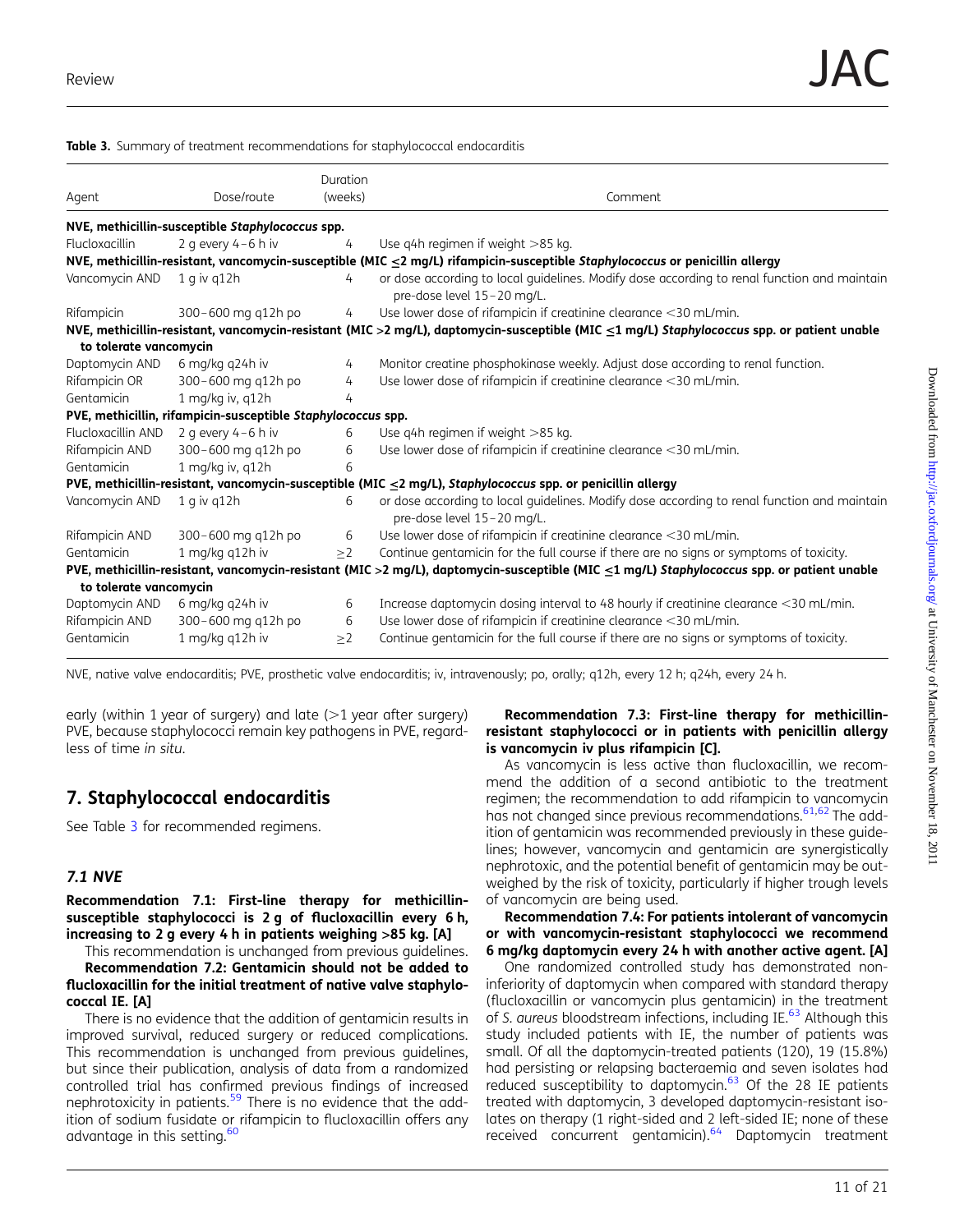**Table 3.** Summary of treatment recommendations for staphylococcal endocarditis

| Agent | Dose/route | Duration (weeks) | Comment |
|---|---|---|---|
| **NVE, methicillin-susceptible *Staphylococcus* spp.** | | | |
| Flucloxacillin | 2 g every 4–6 h iv | 4 | Use q4h regimen if weight >85 kg. |
| **NVE, methicillin-resistant, vancomycin-susceptible (MIC ≤2 mg/L) rifampicin-susceptible *Staphylococcus* or penicillin allergy** | | | |
| Vancomycin AND | 1 g iv q12h | 4 | or dose according to local guidelines. Modify dose according to renal function and maintain pre-dose level 15–20 mg/L. |
| Rifampicin | 300–600 mg q12h po | 4 | Use lower dose of rifampicin if creatinine clearance <30 mL/min. |
| **NVE, methicillin-resistant, vancomycin-resistant (MIC >2 mg/L), daptomycin-susceptible (MIC ≤1 mg/L) *Staphylococcus* spp. or patient unable to tolerate vancomycin** | | | |
| Daptomycin AND | 6 mg/kg q24h iv | 4 | Monitor creatine phosphokinase weekly. Adjust dose according to renal function. |
| Rifampicin OR | 300–600 mg q12h po | 4 | Use lower dose of rifampicin if creatinine clearance <30 mL/min. |
| Gentamicin | 1 mg/kg iv, q12h | 4 | |
| **PVE, methicillin, rifampicin-susceptible *Staphylococcus* spp.** | | | |
| Flucloxacillin AND | 2 g every 4–6 h iv | 6 | Use q4h regimen if weight >85 kg. |
| Rifampicin AND | 300–600 mg q12h po | 6 | Use lower dose of rifampicin if creatinine clearance <30 mL/min. |
| Gentamicin | 1 mg/kg iv, q12h | 6 | |
| **PVE, methicillin-resistant, vancomycin-susceptible (MIC ≤2 mg/L), *Staphylococcus* spp. or penicillin allergy** | | | |
| Vancomycin AND | 1 g iv q12h | 6 | or dose according to local guidelines. Modify dose according to renal function and maintain pre-dose level 15–20 mg/L. |
| Rifampicin AND | 300–600 mg q12h po | 6 | Use lower dose of rifampicin if creatinine clearance <30 mL/min. |
| Gentamicin | 1 mg/kg q12h iv | ≥2 | Continue gentamicin for the full course if there are no signs or symptoms of toxicity. |
| **PVE, methicillin-resistant, vancomycin-resistant (MIC >2 mg/L), daptomycin-susceptible (MIC ≤1 mg/L) *Staphylococcus* spp. or patient unable to tolerate vancomycin** | | | |
| Daptomycin AND | 6 mg/kg q24h iv | 6 | Increase daptomycin dosing interval to 48 hourly if creatinine clearance <30 mL/min. |
| Rifampicin AND | 300–600 mg q12h po | 6 | Use lower dose of rifampicin if creatinine clearance <30 mL/min. |
| Gentamicin | 1 mg/kg q12h iv | ≥2 | Continue gentamicin for the full course if there are no signs or symptoms of toxicity. |

NVE, native valve endocarditis; PVE, prosthetic valve endocarditis; iv, intravenously; po, orally; q12h, every 12 h; q24h, every 24 h.

early (within 1 year of surgery) and late (>1 year after surgery) PVE, because staphylococci remain key pathogens in PVE, regardless of time *in situ*.

## 7. Staphylococcal endocarditis

See Table 3 for recommended regimens.

### 7.1 NVE

**Recommendation 7.1: First-line therapy for methicillin-susceptible staphylococci is 2 g of flucloxacillin every 6 h, increasing to 2 g every 4 h in patients weighing >85 kg. [A]**

This recommendation is unchanged from previous guidelines.

**Recommendation 7.2: Gentamicin should not be added to flucloxacillin for the initial treatment of native valve staphylococcal IE. [A]**

There is no evidence that the addition of gentamicin results in improved survival, reduced surgery or reduced complications. This recommendation is unchanged from previous guidelines, but since their publication, analysis of data from a randomized controlled trial has confirmed previous findings of increased nephrotoxicity in patients.[59] There is no evidence that the addition of sodium fusidate or rifampicin to flucloxacillin offers any advantage in this setting.[60]

**Recommendation 7.3: First-line therapy for methicillin-resistant staphylococci or in patients with penicillin allergy is vancomycin iv plus rifampicin [C].**

As vancomycin is less active than flucloxacillin, we recommend the addition of a second antibiotic to the treatment regimen; the recommendation to add rifampicin to vancomycin has not changed since previous recommendations.[61,62] The addition of gentamicin was recommended previously in these guidelines; however, vancomycin and gentamicin are synergistically nephrotoxic, and the potential benefit of gentamicin may be outweighed by the risk of toxicity, particularly if higher trough levels of vancomycin are being used.

**Recommendation 7.4: For patients intolerant of vancomycin or with vancomycin-resistant staphylococci we recommend 6 mg/kg daptomycin every 24 h with another active agent. [A]**

One randomized controlled study has demonstrated non-inferiority of daptomycin when compared with standard therapy (flucloxacillin or vancomycin plus gentamicin) in the treatment of *S. aureus* bloodstream infections, including IE.[63] Although this study included patients with IE, the number of patients was small. Of all the daptomycin-treated patients (120), 19 (15.8%) had persisting or relapsing bacteraemia and seven isolates had reduced susceptibility to daptomycin.[63] Of the 28 IE patients treated with daptomycin, 3 developed daptomycin-resistant isolates on therapy (1 right-sided and 2 left-sided IE; none of these received concurrent gentamicin).[64] Daptomycin treatment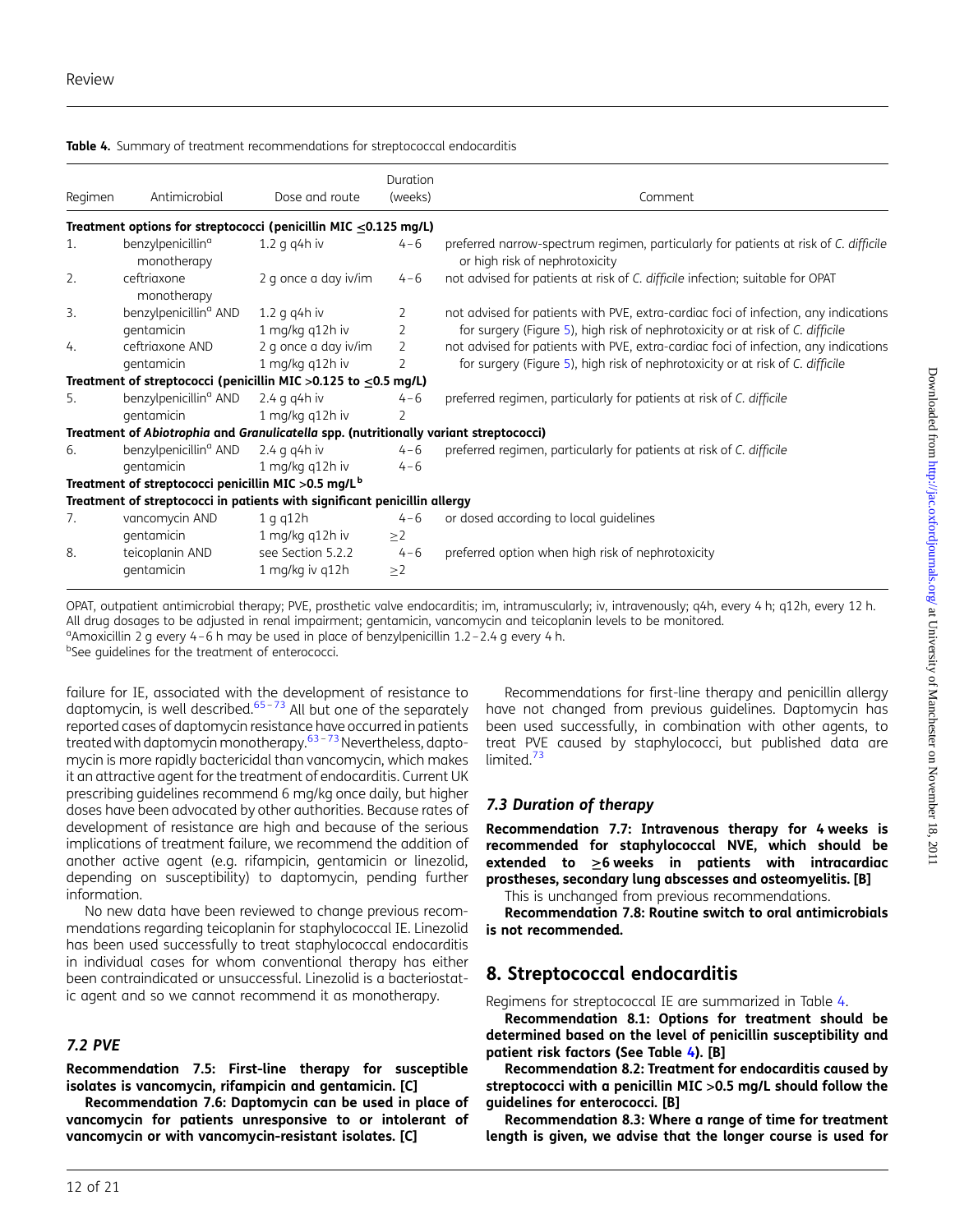**Table 4.** Summary of treatment recommendations for streptococcal endocarditis

| Regimen | Antimicrobial | Dose and route | Duration (weeks) | Comment |
|---|---|---|---|---|
| **Treatment options for streptococci (penicillin MIC ≤0.125 mg/L)** | | | | |
| 1. | benzylpenicillin[a] monotherapy | 1.2 g q4h iv | 4–6 | preferred narrow-spectrum regimen, particularly for patients at risk of *C. difficile* or high risk of nephrotoxicity |
| 2. | ceftriaxone monotherapy | 2 g once a day iv/im | 4–6 | not advised for patients at risk of *C. difficile* infection; suitable for OPAT |
| 3. | benzylpenicillin[a] AND gentamicin | 1.2 g q4h iv<br>1 mg/kg q12h iv | 2<br>2 | not advised for patients with PVE, extra-cardiac foci of infection, any indications for surgery (Figure 5), high risk of nephrotoxicity or at risk of *C. difficile* |
| 4. | ceftriaxone AND gentamicin | 2 g once a day iv/im<br>1 mg/kg q12h iv | 2<br>2 | not advised for patients with PVE, extra-cardiac foci of infection, any indications for surgery (Figure 5), high risk of nephrotoxicity or at risk of *C. difficile* |
| **Treatment of streptococci (penicillin MIC >0.125 to ≤0.5 mg/L)** | | | | |
| 5. | benzylpenicillin[a] AND gentamicin | 2.4 g q4h iv<br>1 mg/kg q12h iv | 4–6<br>2 | preferred regimen, particularly for patients at risk of *C. difficile* |
| **Treatment of *Abiotrophia* and *Granulicatella* spp. (nutritionally variant streptococci)** | | | | |
| 6. | benzylpenicillin[a] AND gentamicin | 2.4 g q4h iv<br>1 mg/kg q12h iv | 4–6<br>4–6 | preferred regimen, particularly for patients at risk of *C. difficile* |
| **Treatment of streptococci penicillin MIC >0.5 mg/L[b]** | | | | |
| **Treatment of streptococci in patients with significant penicillin allergy** | | | | |
| 7. | vancomycin AND gentamicin | 1 g q12h<br>1 mg/kg q12h iv | 4–6<br>≥2 | or dosed according to local guidelines |
| 8. | teicoplanin AND gentamicin | see Section 5.2.2<br>1 mg/kg iv q12h | 4–6<br>≥2 | preferred option when high risk of nephrotoxicity |

OPAT, outpatient antimicrobial therapy; PVE, prosthetic valve endocarditis; im, intramuscularly; iv, intravenously; q4h, every 4 h; q12h, every 12 h.
All drug dosages to be adjusted in renal impairment; gentamicin, vancomycin and teicoplanin levels to be monitored.
[a]Amoxicillin 2 g every 4–6 h may be used in place of benzylpenicillin 1.2–2.4 g every 4 h.
[b]See guidelines for the treatment of enterococci.

failure for IE, associated with the development of resistance to daptomycin, is well described.[65–73] All but one of the separately reported cases of daptomycin resistance have occurred in patients treated with daptomycin monotherapy.[63–73] Nevertheless, daptomycin is more rapidly bactericidal than vancomycin, which makes it an attractive agent for the treatment of endocarditis. Current UK prescribing guidelines recommend 6 mg/kg once daily, but higher doses have been advocated by other authorities. Because rates of development of resistance are high and because of the serious implications of treatment failure, we recommend the addition of another active agent (e.g. rifampicin, gentamicin or linezolid, depending on susceptibility) to daptomycin, pending further information.

No new data have been reviewed to change previous recommendations regarding teicoplanin for staphylococcal IE. Linezolid has been used successfully to treat staphylococcal endocarditis in individual cases for whom conventional therapy has either been contraindicated or unsuccessful. Linezolid is a bacteriostatic agent and so we cannot recommend it as monotherapy.

### *7.2 PVE*

**Recommendation 7.5: First-line therapy for susceptible isolates is vancomycin, rifampicin and gentamicin. [C]**

**Recommendation 7.6: Daptomycin can be used in place of vancomycin for patients unresponsive to or intolerant of vancomycin or with vancomycin-resistant isolates. [C]**

Recommendations for first-line therapy and penicillin allergy have not changed from previous guidelines. Daptomycin has been used successfully, in combination with other agents, to treat PVE caused by staphylococci, but published data are limited.[73]

### *7.3 Duration of therapy*

**Recommendation 7.7: Intravenous therapy for 4 weeks is recommended for staphylococcal NVE, which should be extended to ≥6 weeks in patients with intracardiac prostheses, secondary lung abscesses and osteomyelitis. [B]**

This is unchanged from previous recommendations.

**Recommendation 7.8: Routine switch to oral antimicrobials is not recommended.**

## 8. Streptococcal endocarditis

Regimens for streptococcal IE are summarized in Table 4.

**Recommendation 8.1: Options for treatment should be determined based on the level of penicillin susceptibility and patient risk factors (See Table 4). [B]**

**Recommendation 8.2: Treatment for endocarditis caused by streptococci with a penicillin MIC >0.5 mg/L should follow the guidelines for enterococci. [B]**

**Recommendation 8.3: Where a range of time for treatment length is given, we advise that the longer course is used for**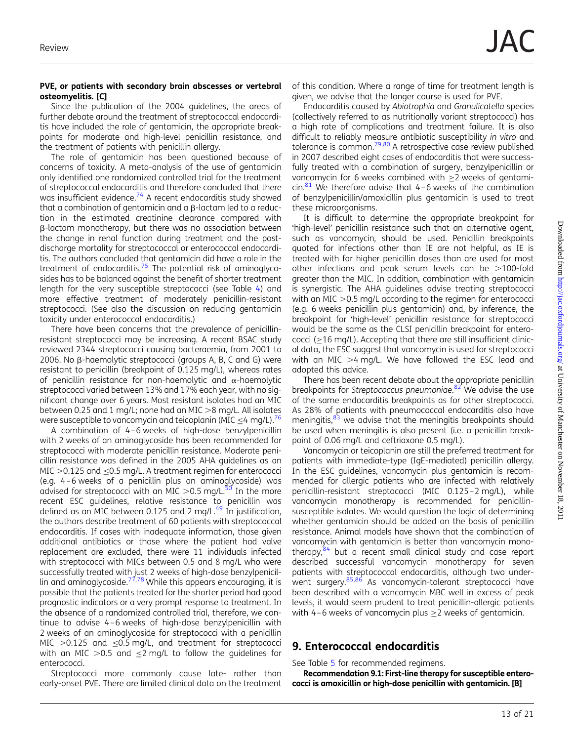**PVE, or patients with secondary brain abscesses or vertebral osteomyelitis. [C]**

Since the publication of the 2004 guidelines, the areas of further debate around the treatment of streptococcal endocarditis have included the role of gentamicin, the appropriate breakpoints for moderate and high-level penicillin resistance, and the treatment of patients with penicillin allergy.

The role of gentamicin has been questioned because of concerns of toxicity. A meta-analysis of the use of gentamicin only identified one randomized controlled trial for the treatment of streptococcal endocarditis and therefore concluded that there was insufficient evidence.[74] A recent endocarditis study showed that a combination of gentamicin and a β-lactam led to a reduction in the estimated creatinine clearance compared with β-lactam monotherapy, but there was no association between the change in renal function during treatment and the post-discharge mortality for streptococcal or enterococcal endocarditis. The authors concluded that gentamicin did have a role in the treatment of endocarditis.[75] The potential risk of aminoglycosides has to be balanced against the benefit of shorter treatment length for the very susceptible streptococci (see Table 4) and more effective treatment of moderately penicillin-resistant streptococci. (See also the discussion on reducing gentamicin toxicity under enterococcal endocarditis.)

There have been concerns that the prevalence of penicillin-resistant streptococci may be increasing. A recent BSAC study reviewed 2344 streptococci causing bacteraemia, from 2001 to 2006. No β-haemolytic streptococci (groups A, B, C and G) were resistant to penicillin (breakpoint of 0.125 mg/L), whereas rates of penicillin resistance for non-haemolytic and α-haemolytic streptococci varied between 13% and 17% each year, with no significant change over 6 years. Most resistant isolates had an MIC between 0.25 and 1 mg/L; none had an MIC >8 mg/L. All isolates were susceptible to vancomycin and teicoplanin (MIC ≤4 mg/L).[76]

A combination of 4–6 weeks of high-dose benzylpenicillin with 2 weeks of an aminoglycoside has been recommended for streptococci with moderate penicillin resistance. Moderate penicillin resistance was defined in the 2005 AHA guidelines as an MIC >0.125 and ≤0.5 mg/L. A treatment regimen for enterococci (e.g. 4–6 weeks of a penicillin plus an aminoglycoside) was advised for streptococci with an MIC >0.5 mg/L.[50] In the more recent ESC guidelines, relative resistance to penicillin was defined as an MIC between 0.125 and 2 mg/L.[49] In justification, the authors describe treatment of 60 patients with streptococcal endocarditis. If cases with inadequate information, those given additional antibiotics or those where the patient had valve replacement are excluded, there were 11 individuals infected with streptococci with MICs between 0.5 and 8 mg/L who were successfully treated with just 2 weeks of high-dose benzylpenicillin and aminoglycoside.[77,78] While this appears encouraging, it is possible that the patients treated for the shorter period had good prognostic indicators or a very prompt response to treatment. In the absence of a randomized controlled trial, therefore, we continue to advise 4–6 weeks of high-dose benzylpenicillin with 2 weeks of an aminoglycoside for streptococci with a penicillin MIC >0.125 and ≤0.5 mg/L, and treatment for streptococci with an MIC >0.5 and ≤2 mg/L to follow the guidelines for enterococci.

Streptococci more commonly cause late- rather than early-onset PVE. There are limited clinical data on the treatment of this condition. Where a range of time for treatment length is given, we advise that the longer course is used for PVE.

Endocarditis caused by *Abiotrophia* and *Granulicatella* species (collectively referred to as nutritionally variant streptococci) has a high rate of complications and treatment failure. It is also difficult to reliably measure antibiotic susceptibility *in vitro* and tolerance is common.[79,80] A retrospective case review published in 2007 described eight cases of endocarditis that were successfully treated with a combination of surgery, benzylpenicillin or vancomycin for 6 weeks combined with ≥2 weeks of gentamicin.[81] We therefore advise that 4–6 weeks of the combination of benzylpenicillin/amoxicillin plus gentamicin is used to treat these microorganisms.

It is difficult to determine the appropriate breakpoint for 'high-level' penicillin resistance such that an alternative agent, such as vancomycin, should be used. Penicillin breakpoints quoted for infections other than IE are not helpful, as IE is treated with far higher penicillin doses than are used for most other infections and peak serum levels can be >100-fold greater than the MIC. In addition, combination with gentamicin is synergistic. The AHA guidelines advise treating streptococci with an MIC >0.5 mg/L according to the regimen for enterococci (e.g. 6 weeks penicillin plus gentamicin) and, by inference, the breakpoint for 'high-level' penicillin resistance for streptococci would be the same as the CLSI penicillin breakpoint for enterococci (≥16 mg/L). Accepting that there are still insufficient clinical data, the ESC suggest that vancomycin is used for streptococci with an MIC >4 mg/L. We have followed the ESC lead and adopted this advice.

There has been recent debate about the appropriate penicillin breakpoints for *Streptococcus pneumoniae*.[82] We advise the use of the same endocarditis breakpoints as for other streptococci. As 28% of patients with pneumococcal endocarditis also have meningitis,[83] we advise that the meningitis breakpoints should be used when meningitis is also present (i.e. a penicillin breakpoint of 0.06 mg/L and ceftriaxone 0.5 mg/L).

Vancomycin or teicoplanin are still the preferred treatment for patients with immediate-type (IgE-mediated) penicillin allergy. In the ESC guidelines, vancomycin plus gentamicin is recommended for allergic patients who are infected with relatively penicillin-resistant streptococci (MIC 0.125–2 mg/L), while vancomycin monotherapy is recommended for penicillin-susceptible isolates. We would question the logic of determining whether gentamicin should be added on the basis of penicillin resistance. Animal models have shown that the combination of vancomycin with gentamicin is better than vancomycin monotherapy,[84] but a recent small clinical study and case report described successful vancomycin monotherapy for seven patients with streptococcal endocarditis, although two underwent surgery.[85,86] As vancomycin-tolerant streptococci have been described with a vancomycin MBC well in excess of peak levels, it would seem prudent to treat penicillin-allergic patients with 4–6 weeks of vancomycin plus ≥2 weeks of gentamicin.

## 9. Enterococcal endocarditis

See Table 5 for recommended regimens.

**Recommendation 9.1: First-line therapy for susceptible enterococci is amoxicillin or high-dose penicillin with gentamicin. [B]**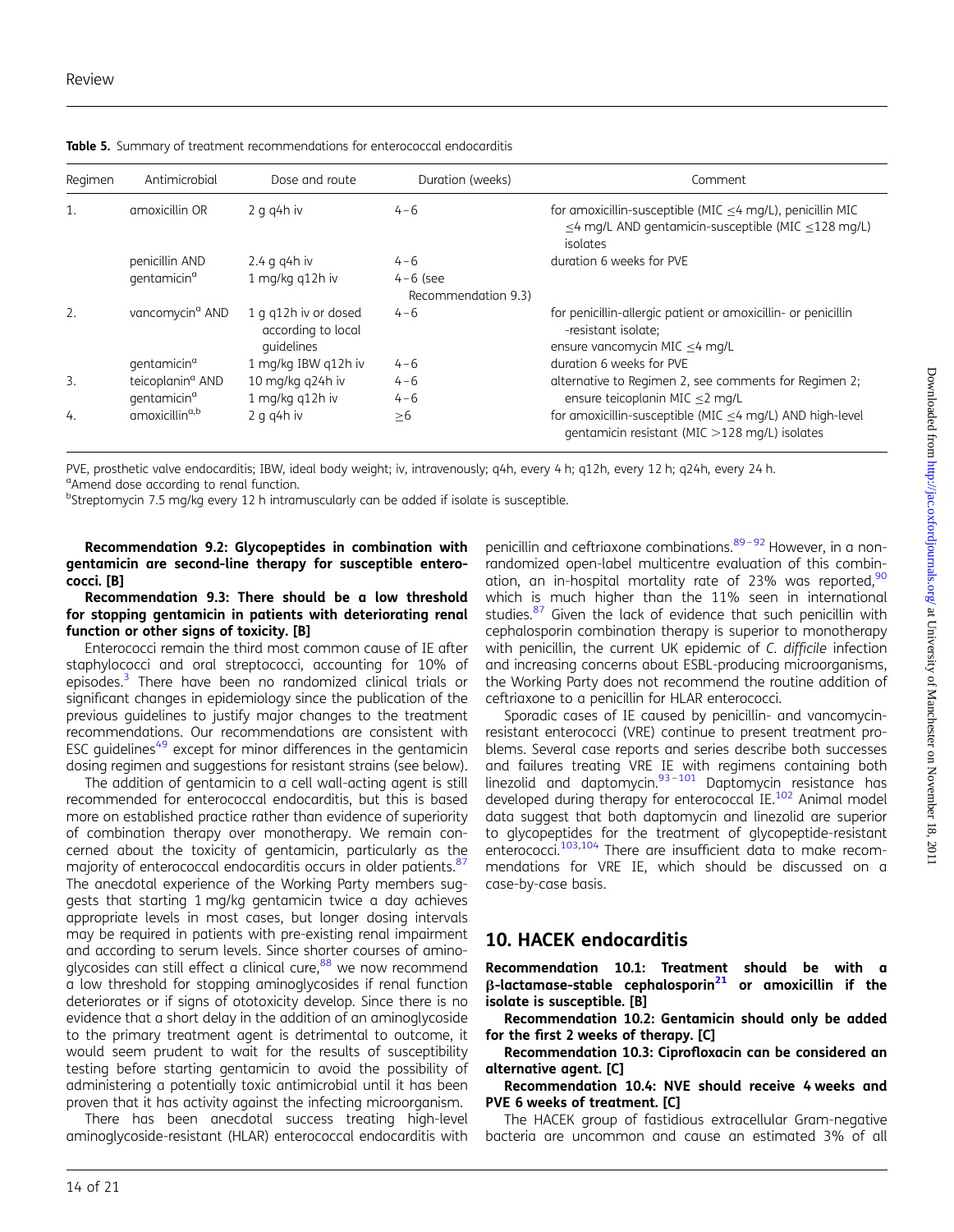**Table 5.** Summary of treatment recommendations for enterococcal endocarditis

| Regimen | Antimicrobial | Dose and route | Duration (weeks) | Comment |
|---|---|---|---|---|
| 1. | amoxicillin OR | 2 g q4h iv | 4–6 | for amoxicillin-susceptible (MIC ≤4 mg/L), penicillin MIC ≤4 mg/L AND gentamicin-susceptible (MIC ≤128 mg/L) isolates |
| | penicillin AND | 2.4 g q4h iv | 4–6 | duration 6 weeks for PVE |
| | gentamicin[a] | 1 mg/kg q12h iv | 4–6 (see Recommendation 9.3) | |
| 2. | vancomycin[a] AND | 1 g q12h iv or dosed according to local guidelines | 4–6 | for penicillin-allergic patient or amoxicillin- or penicillin-resistant isolate; ensure vancomycin MIC ≤4 mg/L |
| | gentamicin[a] | 1 mg/kg IBW q12h iv | 4–6 | duration 6 weeks for PVE |
| 3. | teicoplanin[a] AND | 10 mg/kg q24h iv | 4–6 | alternative to Regimen 2, see comments for Regimen 2; |
| | gentamicin[a] | 1 mg/kg q12h iv | 4–6 | ensure teicoplanin MIC ≤2 mg/L |
| 4. | amoxicillin[a,b] | 2 g q4h iv | ≥6 | for amoxicillin-susceptible (MIC ≤4 mg/L) AND high-level gentamicin resistant (MIC >128 mg/L) isolates |

PVE, prosthetic valve endocarditis; IBW, ideal body weight; iv, intravenously; q4h, every 4 h; q12h, every 12 h; q24h, every 24 h.
[a]Amend dose according to renal function.
[b]Streptomycin 7.5 mg/kg every 12 h intramuscularly can be added if isolate is susceptible.

**Recommendation 9.2: Glycopeptides in combination with gentamicin are second-line therapy for susceptible enterococci. [B]**

**Recommendation 9.3: There should be a low threshold for stopping gentamicin in patients with deteriorating renal function or other signs of toxicity. [B]**

Enterococci remain the third most common cause of IE after staphylococci and oral streptococci, accounting for 10% of episodes.[3] There have been no randomized clinical trials or significant changes in epidemiology since the publication of the previous guidelines to justify major changes to the treatment recommendations. Our recommendations are consistent with ESC guidelines[49] except for minor differences in the gentamicin dosing regimen and suggestions for resistant strains (see below).

The addition of gentamicin to a cell wall-acting agent is still recommended for enterococcal endocarditis, but this is based more on established practice rather than evidence of superiority of combination therapy over monotherapy. We remain concerned about the toxicity of gentamicin, particularly as the majority of enterococcal endocarditis occurs in older patients.[87] The anecdotal experience of the Working Party members suggests that starting 1 mg/kg gentamicin twice a day achieves appropriate levels in most cases, but longer dosing intervals may be required in patients with pre-existing renal impairment and according to serum levels. Since shorter courses of aminoglycosides can still effect a clinical cure,[88] we now recommend a low threshold for stopping aminoglycosides if renal function deteriorates or if signs of ototoxicity develop. Since there is no evidence that a short delay in the addition of an aminoglycoside to the primary treatment agent is detrimental to outcome, it would seem prudent to wait for the results of susceptibility testing before starting gentamicin to avoid the possibility of administering a potentially toxic antimicrobial until it has been proven that it has activity against the infecting microorganism.

There has been anecdotal success treating high-level aminoglycoside-resistant (HLAR) enterococcal endocarditis with penicillin and ceftriaxone combinations.[89–92] However, in a non-randomized open-label multicentre evaluation of this combination, an in-hospital mortality rate of 23% was reported,[90] which is much higher than the 11% seen in international studies.[87] Given the lack of evidence that such penicillin with cephalosporin combination therapy is superior to monotherapy with penicillin, the current UK epidemic of *C. difficile* infection and increasing concerns about ESBL-producing microorganisms, the Working Party does not recommend the routine addition of ceftriaxone to a penicillin for HLAR enterococci.

Sporadic cases of IE caused by penicillin- and vancomycin-resistant enterococci (VRE) continue to present treatment problems. Several case reports and series describe both successes and failures treating VRE IE with regimens containing both linezolid and daptomycin.[93–101] Daptomycin resistance has developed during therapy for enterococcal IE.[102] Animal model data suggest that both daptomycin and linezolid are superior to glycopeptides for the treatment of glycopeptide-resistant enterococci.[103,104] There are insufficient data to make recommendations for VRE IE, which should be discussed on a case-by-case basis.

## 10. HACEK endocarditis

**Recommendation 10.1: Treatment should be with a β-lactamase-stable cephalosporin[21] or amoxicillin if the isolate is susceptible. [B]**

**Recommendation 10.2: Gentamicin should only be added for the first 2 weeks of therapy. [C]**

**Recommendation 10.3: Ciprofloxacin can be considered an alternative agent. [C]**

**Recommendation 10.4: NVE should receive 4 weeks and PVE 6 weeks of treatment. [C]**

The HACEK group of fastidious extracellular Gram-negative bacteria are uncommon and cause an estimated 3% of all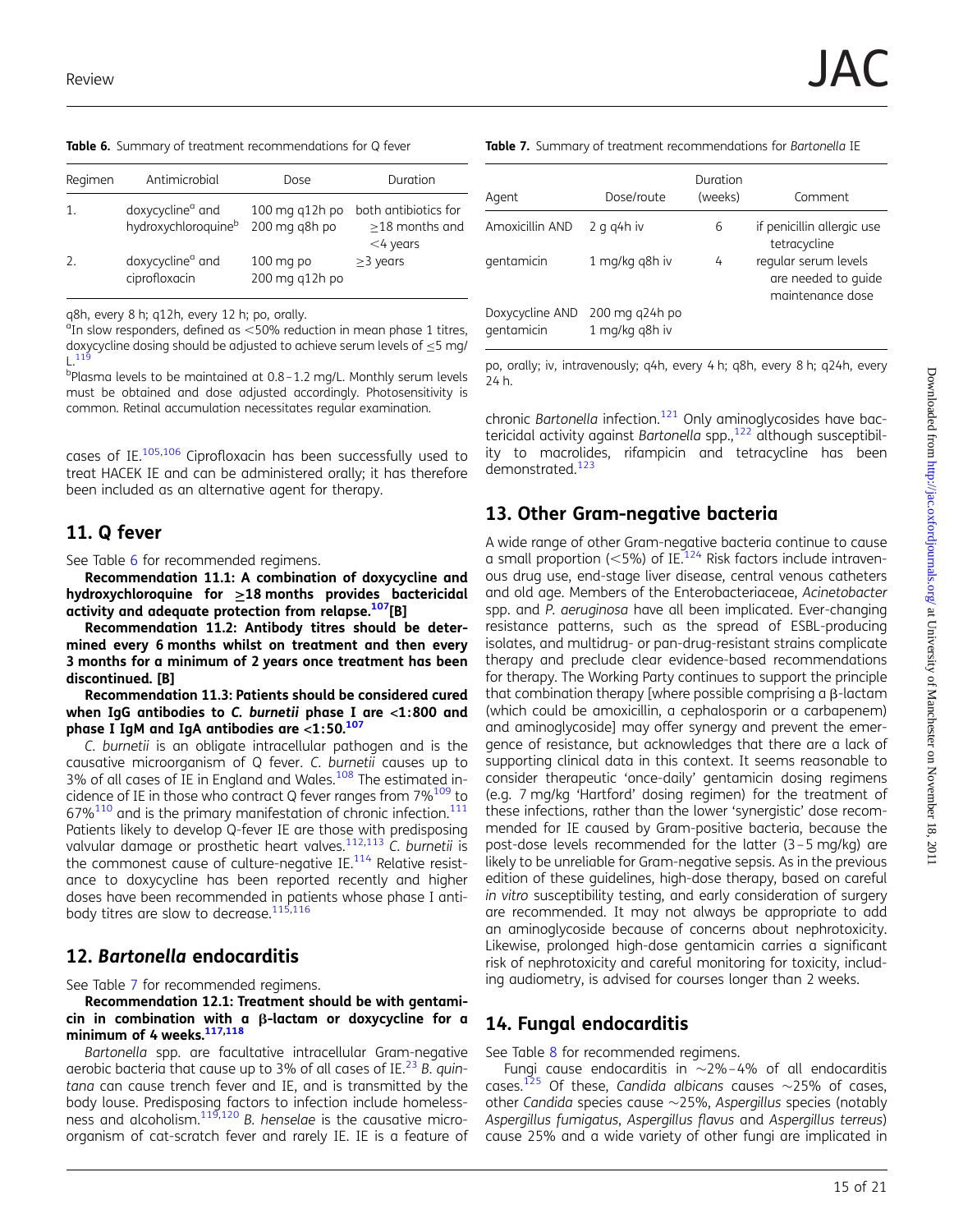**Table 6.** Summary of treatment recommendations for Q fever

| Regimen | Antimicrobial | Dose | Duration |
|---|---|---|---|
| 1. | doxycycline[a] and hydroxychloroquine[b] | 100 mg q12h po 200 mg q8h po | both antibiotics for ≥18 months and <4 years |
| 2. | doxycycline[a] and ciprofloxacin | 100 mg po 200 mg q12h po | ≥3 years |

q8h, every 8 h; q12h, every 12 h; po, orally.

[a]In slow responders, defined as <50% reduction in mean phase 1 titres, doxycycline dosing should be adjusted to achieve serum levels of ≤5 mg/L.[119]

[b]Plasma levels to be maintained at 0.8–1.2 mg/L. Monthly serum levels must be obtained and dose adjusted accordingly. Photosensitivity is common. Retinal accumulation necessitates regular examination.

cases of IE.[105,106] Ciprofloxacin has been successfully used to treat HACEK IE and can be administered orally; it has therefore been included as an alternative agent for therapy.

## 11. Q fever

See Table 6 for recommended regimens.

**Recommendation 11.1: A combination of doxycycline and hydroxychloroquine for ≥18 months provides bactericidal activity and adequate protection from relapse.[107][B]**

**Recommendation 11.2: Antibody titres should be determined every 6 months whilst on treatment and then every 3 months for a minimum of 2 years once treatment has been discontinued. [B]**

**Recommendation 11.3: Patients should be considered cured when IgG antibodies to *C. burnetii* phase I are <1:800 and phase I IgM and IgA antibodies are <1:50.[107]**

*C. burnetii* is an obligate intracellular pathogen and is the causative microorganism of Q fever. *C. burnetii* causes up to 3% of all cases of IE in England and Wales.[108] The estimated incidence of IE in those who contract Q fever ranges from 7%[109] to 67%[110] and is the primary manifestation of chronic infection.[111] Patients likely to develop Q-fever IE are those with predisposing valvular damage or prosthetic heart valves.[112,113] *C. burnetii* is the commonest cause of culture-negative IE.[114] Relative resistance to doxycycline has been reported recently and higher doses have been recommended in patients whose phase I antibody titres are slow to decrease.[115,116]

## 12. *Bartonella* endocarditis

See Table 7 for recommended regimens.

**Recommendation 12.1: Treatment should be with gentamicin in combination with a β-lactam or doxycycline for a minimum of 4 weeks.[117,118]**

*Bartonella* spp. are facultative intracellular Gram-negative aerobic bacteria that cause up to 3% of all cases of IE.[23] *B. quintana* can cause trench fever and IE, and is transmitted by the body louse. Predisposing factors to infection include homelessness and alcoholism.[119,120] *B. henselae* is the causative microorganism of cat-scratch fever and rarely IE. IE is a feature of chronic *Bartonella* infection.[121] Only aminoglycosides have bactericidal activity against *Bartonella* spp.,[122] although susceptibility to macrolides, rifampicin and tetracycline has been demonstrated.[123]

**Table 7.** Summary of treatment recommendations for *Bartonella* IE

| Agent | Dose/route | Duration (weeks) | Comment |
|---|---|---|---|
| Amoxicillin AND | 2 g q4h iv | 6 | if penicillin allergic use tetracycline |
| gentamicin | 1 mg/kg q8h iv | 4 | regular serum levels are needed to guide maintenance dose |
| Doxycycline AND gentamicin | 200 mg q24h po 1 mg/kg q8h iv | | |

po, orally; iv, intravenously; q4h, every 4 h; q8h, every 8 h; q24h, every 24 h.

## 13. Other Gram-negative bacteria

A wide range of other Gram-negative bacteria continue to cause a small proportion (<5%) of IE.[124] Risk factors include intravenous drug use, end-stage liver disease, central venous catheters and old age. Members of the Enterobacteriaceae, *Acinetobacter* spp. and *P. aeruginosa* have all been implicated. Ever-changing resistance patterns, such as the spread of ESBL-producing isolates, and multidrug- or pan-drug-resistant strains complicate therapy and preclude clear evidence-based recommendations for therapy. The Working Party continues to support the principle that combination therapy [where possible comprising a β-lactam (which could be amoxicillin, a cephalosporin or a carbapenem) and aminoglycoside] may offer synergy and prevent the emergence of resistance, but acknowledges that there are a lack of supporting clinical data in this context. It seems reasonable to consider therapeutic 'once-daily' gentamicin dosing regimens (e.g. 7 mg/kg 'Hartford' dosing regimen) for the treatment of these infections, rather than the lower 'synergistic' dose recommended for IE caused by Gram-positive bacteria, because the post-dose levels recommended for the latter (3–5 mg/kg) are likely to be unreliable for Gram-negative sepsis. As in the previous edition of these guidelines, high-dose therapy, based on careful *in vitro* susceptibility testing, and early consideration of surgery are recommended. It may not always be appropriate to add an aminoglycoside because of concerns about nephrotoxicity. Likewise, prolonged high-dose gentamicin carries a significant risk of nephrotoxicity and careful monitoring for toxicity, including audiometry, is advised for courses longer than 2 weeks.

## 14. Fungal endocarditis

See Table 8 for recommended regimens.

Fungi cause endocarditis in ∼2%–4% of all endocarditis cases.[125] Of these, *Candida albicans* causes ∼25% of cases, other *Candida* species cause ∼25%, *Aspergillus* species (notably *Aspergillus fumigatus*, *Aspergillus flavus* and *Aspergillus terreus*) cause 25% and a wide variety of other fungi are implicated in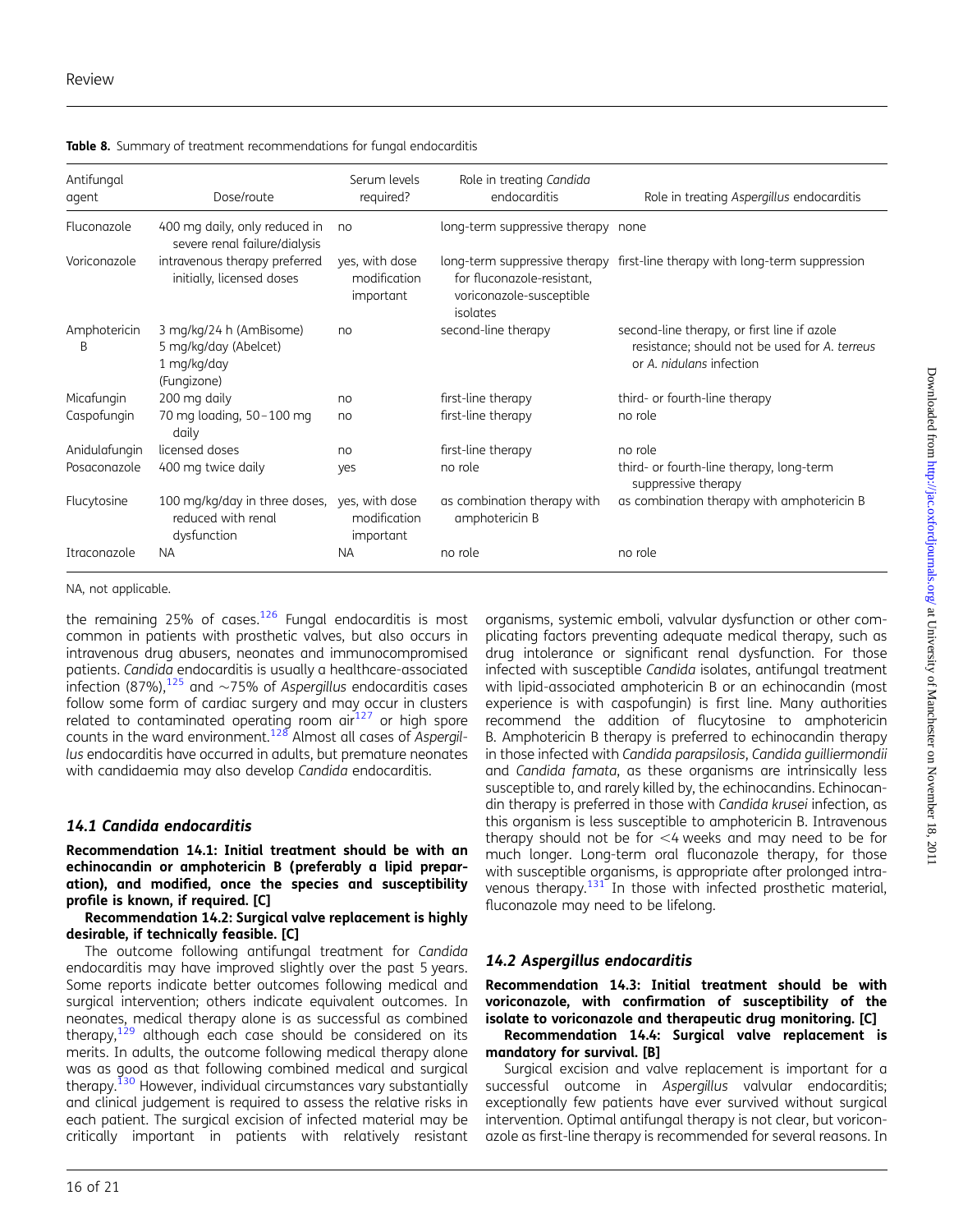**Table 8.** Summary of treatment recommendations for fungal endocarditis

| Antifungal agent | Dose/route | Serum levels required? | Role in treating *Candida* endocarditis | Role in treating *Aspergillus* endocarditis |
|---|---|---|---|---|
| Fluconazole | 400 mg daily, only reduced in severe renal failure/dialysis | no | long-term suppressive therapy | none |
| Voriconazole | intravenous therapy preferred initially, licensed doses | yes, with dose modification important | long-term suppressive therapy for fluconazole-resistant, voriconazole-susceptible isolates | first-line therapy with long-term suppression |
| Amphotericin B | 3 mg/kg/24 h (AmBisome) 5 mg/kg/day (Abelcet) 1 mg/kg/day (Fungizone) | no | second-line therapy | second-line therapy, or first line if azole resistance; should not be used for *A. terreus* or *A. nidulans* infection |
| Micafungin | 200 mg daily | no | first-line therapy | third- or fourth-line therapy |
| Caspofungin | 70 mg loading, 50–100 mg daily | no | first-line therapy | no role |
| Anidulafungin | licensed doses | no | first-line therapy | no role |
| Posaconazole | 400 mg twice daily | yes | no role | third- or fourth-line therapy, long-term suppressive therapy |
| Flucytosine | 100 mg/kg/day in three doses, reduced with renal dysfunction | yes, with dose modification important | as combination therapy with amphotericin B | as combination therapy with amphotericin B |
| Itraconazole | NA | NA | no role | no role |

NA, not applicable.

the remaining 25% of cases.[126] Fungal endocarditis is most common in patients with prosthetic valves, but also occurs in intravenous drug abusers, neonates and immunocompromised patients. *Candida* endocarditis is usually a healthcare-associated infection (87%),[125] and ~75% of *Aspergillus* endocarditis cases follow some form of cardiac surgery and may occur in clusters related to contaminated operating room air[127] or high spore counts in the ward environment.[128] Almost all cases of *Aspergillus* endocarditis have occurred in adults, but premature neonates with candidaemia may also develop *Candida* endocarditis.

### 14.1 Candida endocarditis

**Recommendation 14.1: Initial treatment should be with an echinocandin or amphotericin B (preferably a lipid preparation), and modified, once the species and susceptibility profile is known, if required. [C]**

**Recommendation 14.2: Surgical valve replacement is highly desirable, if technically feasible. [C]**

The outcome following antifungal treatment for *Candida* endocarditis may have improved slightly over the past 5 years. Some reports indicate better outcomes following medical and surgical intervention; others indicate equivalent outcomes. In neonates, medical therapy alone is as successful as combined therapy,[129] although each case should be considered on its merits. In adults, the outcome following medical therapy alone was as good as that following combined medical and surgical therapy.[130] However, individual circumstances vary substantially and clinical judgement is required to assess the relative risks in each patient. The surgical excision of infected material may be critically important in patients with relatively resistant organisms, systemic emboli, valvular dysfunction or other complicating factors preventing adequate medical therapy, such as drug intolerance or significant renal dysfunction. For those infected with susceptible *Candida* isolates, antifungal treatment with lipid-associated amphotericin B or an echinocandin (most experience is with caspofungin) is first line. Many authorities recommend the addition of flucytosine to amphotericin B. Amphotericin B therapy is preferred to echinocandin therapy in those infected with *Candida parapsilosis*, *Candida guilliermondii* and *Candida famata*, as these organisms are intrinsically less susceptible to, and rarely killed by, the echinocandins. Echinocandin therapy is preferred in those with *Candida krusei* infection, as this organism is less susceptible to amphotericin B. Intravenous therapy should not be for <4 weeks and may need to be for much longer. Long-term oral fluconazole therapy, for those with susceptible organisms, is appropriate after prolonged intravenous therapy.[131] In those with infected prosthetic material, fluconazole may need to be lifelong.

### 14.2 Aspergillus endocarditis

**Recommendation 14.3: Initial treatment should be with voriconazole, with confirmation of susceptibility of the isolate to voriconazole and therapeutic drug monitoring. [C]**

**Recommendation 14.4: Surgical valve replacement is mandatory for survival. [B]**

Surgical excision and valve replacement is important for a successful outcome in *Aspergillus* valvular endocarditis; exceptionally few patients have ever survived without surgical intervention. Optimal antifungal therapy is not clear, but voriconazole as first-line therapy is recommended for several reasons. In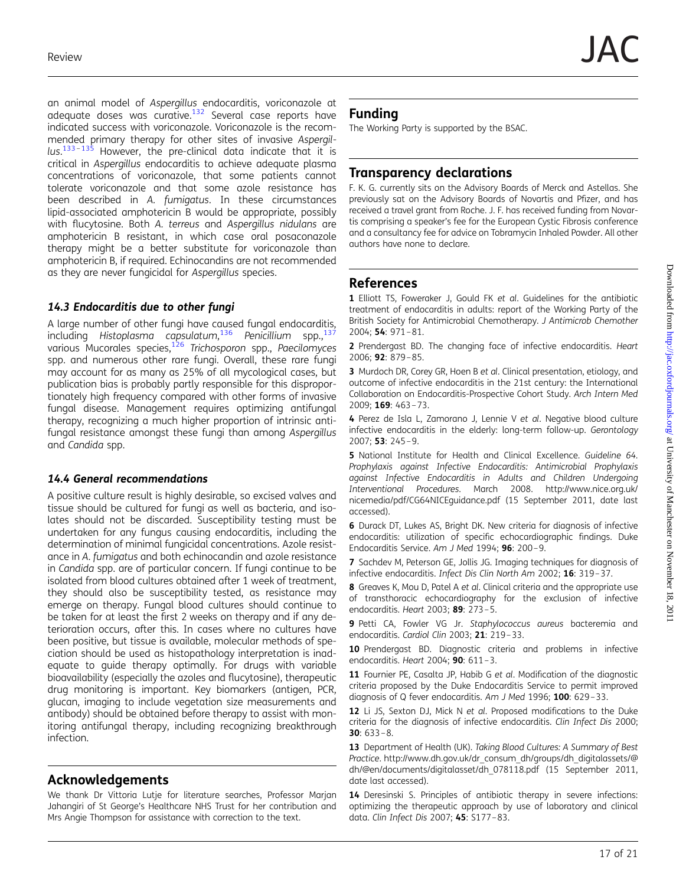an animal model of *Aspergillus* endocarditis, voriconazole at adequate doses was curative.[132] Several case reports have indicated success with voriconazole. Voriconazole is the recommended primary therapy for other sites of invasive *Aspergillus*.[133–135] However, the pre-clinical data indicate that it is critical in *Aspergillus* endocarditis to achieve adequate plasma concentrations of voriconazole, that some patients cannot tolerate voriconazole and that some azole resistance has been described in *A. fumigatus*. In these circumstances lipid-associated amphotericin B would be appropriate, possibly with flucytosine. Both *A. terreus* and *Aspergillus nidulans* are amphotericin B resistant, in which case oral posaconazole therapy might be a better substitute for voriconazole than amphotericin B, if required. Echinocandins are not recommended as they are never fungicidal for *Aspergillus* species.

### *14.3 Endocarditis due to other fungi*

A large number of other fungi have caused fungal endocarditis, including *Histoplasma capsulatum*,[136] *Penicillium* spp.,[137] various Mucorales species,[126] *Trichosporon* spp., *Paecilomyces* spp. and numerous other rare fungi. Overall, these rare fungi may account for as many as 25% of all mycological cases, but publication bias is probably partly responsible for this disproportionately high frequency compared with other forms of invasive fungal disease. Management requires optimizing antifungal therapy, recognizing a much higher proportion of intrinsic antifungal resistance amongst these fungi than among *Aspergillus* and *Candida* spp.

### *14.4 General recommendations*

A positive culture result is highly desirable, so excised valves and tissue should be cultured for fungi as well as bacteria, and isolates should not be discarded. Susceptibility testing must be undertaken for any fungus causing endocarditis, including the determination of minimal fungicidal concentrations. Azole resistance in *A. fumigatus* and both echinocandin and azole resistance in *Candida* spp. are of particular concern. If fungi continue to be isolated from blood cultures obtained after 1 week of treatment, they should also be susceptibility tested, as resistance may emerge on therapy. Fungal blood cultures should continue to be taken for at least the first 2 weeks on therapy and if any deterioration occurs, after this. In cases where no cultures have been positive, but tissue is available, molecular methods of speciation should be used as histopathology interpretation is inadequate to guide therapy optimally. For drugs with variable bioavailability (especially the azoles and flucytosine), therapeutic drug monitoring is important. Key biomarkers (antigen, PCR, glucan, imaging to include vegetation size measurements and antibody) should be obtained before therapy to assist with monitoring antifungal therapy, including recognizing breakthrough infection.

## Acknowledgements

We thank Dr Vittoria Lutje for literature searches, Professor Marjan Jahangiri of St George's Healthcare NHS Trust for her contribution and Mrs Angie Thompson for assistance with correction to the text.

## Funding

The Working Party is supported by the BSAC.

## Transparency declarations

F. K. G. currently sits on the Advisory Boards of Merck and Astellas. She previously sat on the Advisory Boards of Novartis and Pfizer, and has received a travel grant from Roche. J. F. has received funding from Novartis comprising a speaker's fee for the European Cystic Fibrosis conference and a consultancy fee for advice on Tobramycin Inhaled Powder. All other authors have none to declare.

## References

**1** Elliott TS, Foweraker J, Gould FK *et al*. Guidelines for the antibiotic treatment of endocarditis in adults: report of the Working Party of the British Society for Antimicrobial Chemotherapy. *J Antimicrob Chemother* 2004; **54**: 971–81.

**2** Prendergast BD. The changing face of infective endocarditis. *Heart* 2006; **92**: 879–85.

**3** Murdoch DR, Corey GR, Hoen B *et al*. Clinical presentation, etiology, and outcome of infective endocarditis in the 21st century: the International Collaboration on Endocarditis-Prospective Cohort Study. *Arch Intern Med* 2009; **169**: 463–73.

**4** Perez de Isla L, Zamorano J, Lennie V *et al*. Negative blood culture infective endocarditis in the elderly: long-term follow-up. *Gerontology* 2007; **53**: 245–9.

**5** National Institute for Health and Clinical Excellence. *Guideline 64. Prophylaxis against Infective Endocarditis: Antimicrobial Prophylaxis against Infective Endocarditis in Adults and Children Undergoing Interventional Procedures*. March 2008. http://www.nice.org.uk/nicemedia/pdf/CG64NICEguidance.pdf (15 September 2011, date last accessed).

**6** Durack DT, Lukes AS, Bright DK. New criteria for diagnosis of infective endocarditis: utilization of specific echocardiographic findings. Duke Endocarditis Service. *Am J Med* 1994; **96**: 200–9.

**7** Sachdev M, Peterson GE, Jollis JG. Imaging techniques for diagnosis of infective endocarditis. *Infect Dis Clin North Am* 2002; **16**: 319–37.

**8** Greaves K, Mou D, Patel A *et al*. Clinical criteria and the appropriate use of transthoracic echocardiography for the exclusion of infective endocarditis. *Heart* 2003; **89**: 273–5.

**9** Petti CA, Fowler VG Jr. *Staphylococcus aureus* bacteremia and endocarditis. *Cardiol Clin* 2003; **21**: 219–33.

**10** Prendergast BD. Diagnostic criteria and problems in infective endocarditis. *Heart* 2004; **90**: 611–3.

**11** Fournier PE, Casalta JP, Habib G *et al*. Modification of the diagnostic criteria proposed by the Duke Endocarditis Service to permit improved diagnosis of Q fever endocarditis. *Am J Med* 1996; **100**: 629–33.

**12** Li JS, Sexton DJ, Mick N *et al*. Proposed modifications to the Duke criteria for the diagnosis of infective endocarditis. *Clin Infect Dis* 2000; **30**: 633–8.

**13** Department of Health (UK). *Taking Blood Cultures: A Summary of Best Practice*. http://www.dh.gov.uk/dr_consum_dh/groups/dh_digitalassets/@dh/@en/documents/digitalasset/dh_078118.pdf (15 September 2011, date last accessed).

**14** Deresinski S. Principles of antibiotic therapy in severe infections: optimizing the therapeutic approach by use of laboratory and clinical data. *Clin Infect Dis* 2007; **45**: S177–83.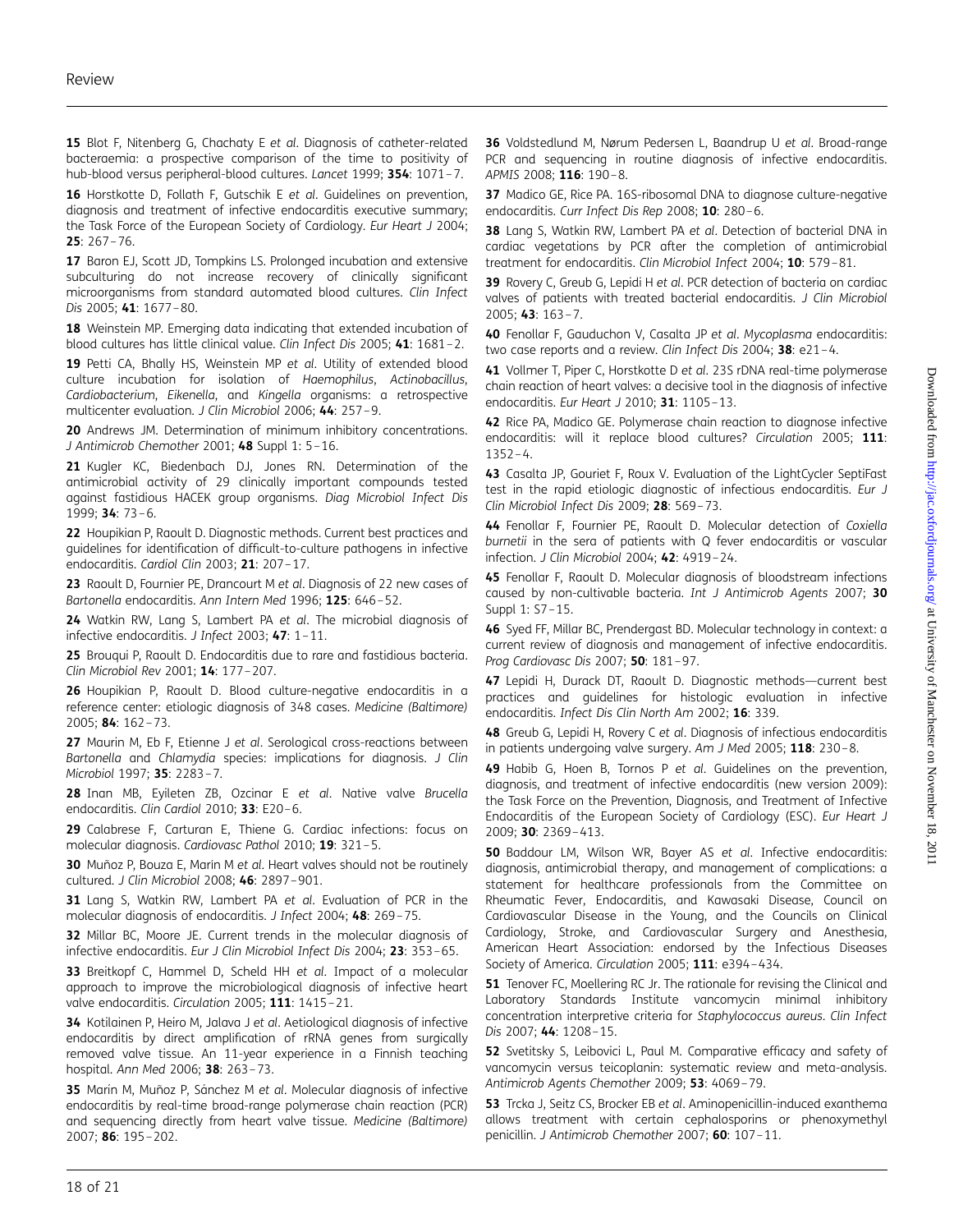15 Blot F, Nitenberg G, Chachaty E *et al*. Diagnosis of catheter-related bacteraemia: a prospective comparison of the time to positivity of hub-blood versus peripheral-blood cultures. *Lancet* 1999; **354**: 1071–7.

16 Horstkotte D, Follath F, Gutschik E *et al*. Guidelines on prevention, diagnosis and treatment of infective endocarditis executive summary; the Task Force of the European Society of Cardiology. *Eur Heart J* 2004; **25**: 267–76.

17 Baron EJ, Scott JD, Tompkins LS. Prolonged incubation and extensive subculturing do not increase recovery of clinically significant microorganisms from standard automated blood cultures. *Clin Infect Dis* 2005; **41**: 1677–80.

18 Weinstein MP. Emerging data indicating that extended incubation of blood cultures has little clinical value. *Clin Infect Dis* 2005; **41**: 1681–2.

19 Petti CA, Bhally HS, Weinstein MP *et al*. Utility of extended blood culture incubation for isolation of *Haemophilus*, *Actinobacillus*, *Cardiobacterium*, *Eikenella*, and *Kingella* organisms: a retrospective multicenter evaluation. *J Clin Microbiol* 2006; **44**: 257–9.

20 Andrews JM. Determination of minimum inhibitory concentrations. *J Antimicrob Chemother* 2001; **48** Suppl 1: 5–16.

21 Kugler KC, Biedenbach DJ, Jones RN. Determination of the antimicrobial activity of 29 clinically important compounds tested against fastidious HACEK group organisms. *Diag Microbiol Infect Dis* 1999; **34**: 73–6.

22 Houpikian P, Raoult D. Diagnostic methods. Current best practices and guidelines for identification of difficult-to-culture pathogens in infective endocarditis. *Cardiol Clin* 2003; **21**: 207–17.

23 Raoult D, Fournier PE, Drancourt M *et al*. Diagnosis of 22 new cases of *Bartonella* endocarditis. *Ann Intern Med* 1996; **125**: 646–52.

24 Watkin RW, Lang S, Lambert PA *et al*. The microbial diagnosis of infective endocarditis. *J Infect* 2003; **47**: 1–11.

25 Brouqui P, Raoult D. Endocarditis due to rare and fastidious bacteria. *Clin Microbiol Rev* 2001; **14**: 177–207.

26 Houpikian P, Raoult D. Blood culture-negative endocarditis in a reference center: etiologic diagnosis of 348 cases. *Medicine (Baltimore)* 2005; **84**: 162–73.

27 Maurin M, Eb F, Etienne J *et al*. Serological cross-reactions between *Bartonella* and *Chlamydia* species: implications for diagnosis. *J Clin Microbiol* 1997; **35**: 2283–7.

28 Inan MB, Eyileten ZB, Ozcinar E *et al*. Native valve *Brucella* endocarditis. *Clin Cardiol* 2010; **33**: E20–6.

29 Calabrese F, Carturan E, Thiene G. Cardiac infections: focus on molecular diagnosis. *Cardiovasc Pathol* 2010; **19**: 321–5.

30 Muñoz P, Bouza E, Marín M *et al*. Heart valves should not be routinely cultured. *J Clin Microbiol* 2008; **46**: 2897–901.

31 Lang S, Watkin RW, Lambert PA *et al*. Evaluation of PCR in the molecular diagnosis of endocarditis. *J Infect* 2004; **48**: 269–75.

32 Millar BC, Moore JE. Current trends in the molecular diagnosis of infective endocarditis. *Eur J Clin Microbiol Infect Dis* 2004; **23**: 353–65.

33 Breitkopf C, Hammel D, Scheld HH *et al*. Impact of a molecular approach to improve the microbiological diagnosis of infective heart valve endocarditis. *Circulation* 2005; **111**: 1415–21.

34 Kotilainen P, Heiro M, Jalava J *et al*. Aetiological diagnosis of infective endocarditis by direct amplification of rRNA genes from surgically removed valve tissue. An 11-year experience in a Finnish teaching hospital. *Ann Med* 2006; **38**: 263–73.

35 Marín M, Muñoz P, Sánchez M *et al*. Molecular diagnosis of infective endocarditis by real-time broad-range polymerase chain reaction (PCR) and sequencing directly from heart valve tissue. *Medicine (Baltimore)* 2007; **86**: 195–202.

36 Voldstedlund M, Nørum Pedersen L, Baandrup U *et al*. Broad-range PCR and sequencing in routine diagnosis of infective endocarditis. *APMIS* 2008; **116**: 190–8.

37 Madico GE, Rice PA. 16S-ribosomal DNA to diagnose culture-negative endocarditis. *Curr Infect Dis Rep* 2008; **10**: 280–6.

38 Lang S, Watkin RW, Lambert PA *et al*. Detection of bacterial DNA in cardiac vegetations by PCR after the completion of antimicrobial treatment for endocarditis. *Clin Microbiol Infect* 2004; **10**: 579–81.

39 Rovery C, Greub G, Lepidi H *et al*. PCR detection of bacteria on cardiac valves of patients with treated bacterial endocarditis. *J Clin Microbiol* 2005; **43**: 163–7.

40 Fenollar F, Gauduchon V, Casalta JP *et al*. *Mycoplasma* endocarditis: two case reports and a review. *Clin Infect Dis* 2004; **38**: e21–4.

41 Vollmer T, Piper C, Horstkotte D *et al*. 23S rDNA real-time polymerase chain reaction of heart valves: a decisive tool in the diagnosis of infective endocarditis. *Eur Heart J* 2010; **31**: 1105–13.

42 Rice PA, Madico GE. Polymerase chain reaction to diagnose infective endocarditis: will it replace blood cultures? *Circulation* 2005; **111**: 1352–4.

43 Casalta JP, Gouriet F, Roux V. Evaluation of the LightCycler SeptiFast test in the rapid etiologic diagnostic of infectious endocarditis. *Eur J Clin Microbiol Infect Dis* 2009; **28**: 569–73.

44 Fenollar F, Fournier PE, Raoult D. Molecular detection of *Coxiella burnetii* in the sera of patients with Q fever endocarditis or vascular infection. *J Clin Microbiol* 2004; **42**: 4919–24.

45 Fenollar F, Raoult D. Molecular diagnosis of bloodstream infections caused by non-cultivable bacteria. *Int J Antimicrob Agents* 2007; **30** Suppl 1: S7–15.

46 Syed FF, Millar BC, Prendergast BD. Molecular technology in context: a current review of diagnosis and management of infective endocarditis. *Prog Cardiovasc Dis* 2007; **50**: 181–97.

47 Lepidi H, Durack DT, Raoult D. Diagnostic methods—current best practices and guidelines for histologic evaluation in infective endocarditis. *Infect Dis Clin North Am* 2002; **16**: 339.

48 Greub G, Lepidi H, Rovery C *et al*. Diagnosis of infectious endocarditis in patients undergoing valve surgery. *Am J Med* 2005; **118**: 230–8.

49 Habib G, Hoen B, Tornos P *et al*. Guidelines on the prevention, diagnosis, and treatment of infective endocarditis (new version 2009): the Task Force on the Prevention, Diagnosis, and Treatment of Infective Endocarditis of the European Society of Cardiology (ESC). *Eur Heart J* 2009; **30**: 2369–413.

50 Baddour LM, Wilson WR, Bayer AS *et al*. Infective endocarditis: diagnosis, antimicrobial therapy, and management of complications: a statement for healthcare professionals from the Committee on Rheumatic Fever, Endocarditis, and Kawasaki Disease, Council on Cardiovascular Disease in the Young, and the Councils on Clinical Cardiology, Stroke, and Cardiovascular Surgery and Anesthesia, American Heart Association: endorsed by the Infectious Diseases Society of America. *Circulation* 2005; **111**: e394–434.

51 Tenover FC, Moellering RC Jr. The rationale for revising the Clinical and Laboratory Standards Institute vancomycin minimal inhibitory concentration interpretive criteria for *Staphylococcus aureus*. *Clin Infect Dis* 2007; **44**: 1208–15.

52 Svetitsky S, Leibovici L, Paul M. Comparative efficacy and safety of vancomycin versus teicoplanin: systematic review and meta-analysis. *Antimicrob Agents Chemother* 2009; **53**: 4069–79.

53 Trcka J, Seitz CS, Brocker EB *et al*. Aminopenicillin-induced exanthema allows treatment with certain cephalosporins or phenoxymethyl penicillin. *J Antimicrob Chemother* 2007; **60**: 107–11.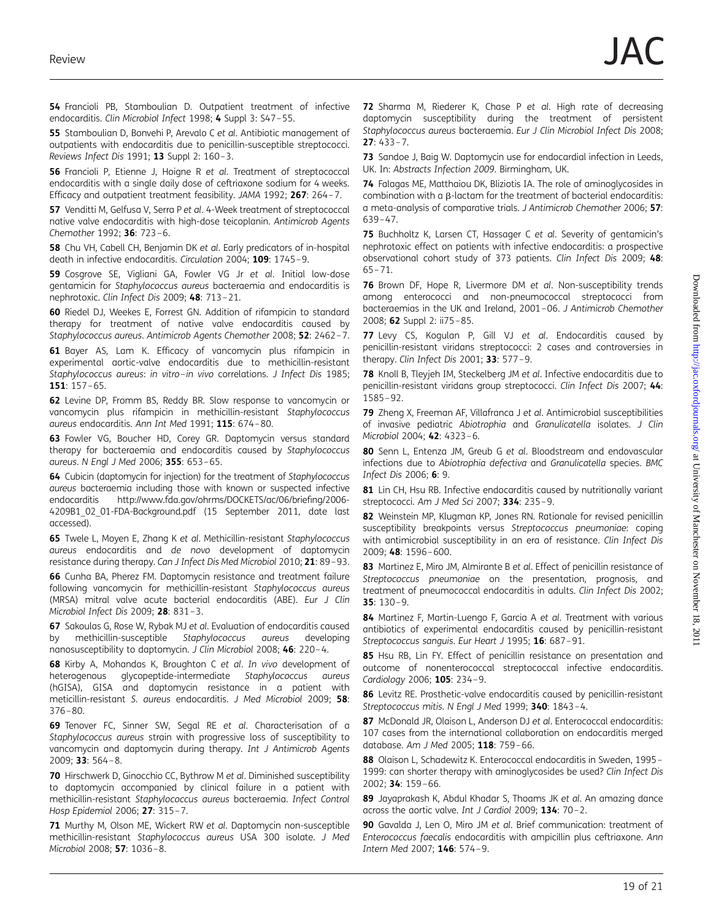**54** Francioli PB, Stamboulian D. Outpatient treatment of infective endocarditis. *Clin Microbiol Infect* 1998; **4** Suppl 3: S47–55.

**55** Stamboulian D, Bonvehi P, Arevalo C *et al*. Antibiotic management of outpatients with endocarditis due to penicillin-susceptible streptococci. *Reviews Infect Dis* 1991; **13** Suppl 2: 160–3.

**56** Francioli P, Etienne J, Hoigne R *et al*. Treatment of streptococcal endocarditis with a single daily dose of ceftriaxone sodium for 4 weeks. Efficacy and outpatient treatment feasibility. *JAMA* 1992; **267**: 264–7.

**57** Venditti M, Gelfusa V, Serra P *et al*. 4-Week treatment of streptococcal native valve endocarditis with high-dose teicoplanin. *Antimicrob Agents Chemother* 1992; **36**: 723–6.

**58** Chu VH, Cabell CH, Benjamin DK *et al*. Early predicators of in-hospital death in infective endocarditis. *Circulation* 2004; **109**: 1745–9.

**59** Cosgrove SE, Vigliani GA, Fowler VG Jr *et al*. Initial low-dose gentamicin for *Staphylococcus aureus* bacteraemia and endocarditis is nephrotoxic. *Clin Infect Dis* 2009; **48**: 713–21.

**60** Riedel DJ, Weekes E, Forrest GN. Addition of rifampicin to standard therapy for treatment of native valve endocarditis caused by *Staphylococcus aureus*. *Antimicrob Agents Chemother* 2008; **52**: 2462–7.

**61** Bayer AS, Lam K. Efficacy of vancomycin plus rifampicin in experimental aortic-valve endocarditis due to methicillin-resistant *Staphylococcus aureus*: *in vitro–in vivo* correlations. *J Infect Dis* 1985; **151**: 157–65.

**62** Levine DP, Fromm BS, Reddy BR. Slow response to vancomycin or vancomycin plus rifampicin in methicillin-resistant *Staphylococcus aureus* endocarditis. *Ann Int Med* 1991; **115**: 674–80.

**63** Fowler VG, Boucher HD, Corey GR. Daptomycin versus standard therapy for bacteraemia and endocarditis caused by *Staphylococcus aureus*. *N Engl J Med* 2006; **355**: 653–65.

**64** Cubicin (daptomycin for injection) for the treatment of *Staphylococcus aureus* bacteraemia including those with known or suspected infective endocarditis http://www.fda.gov/ohrms/DOCKETS/ac/06/briefing/2006-4209B1_02_01-FDA-Background.pdf (15 September 2011, date last accessed).

**65** Twele L, Moyen E, Zhang K *et al*. Methicillin-resistant *Staphylococcus aureus* endocarditis and *de novo* development of daptomycin resistance during therapy. *Can J Infect Dis Med Microbiol* 2010; **21**: 89–93.

**66** Cunha BA, Perez FM. Daptomycin resistance and treatment failure following vancomycin for methicillin-resistant *Staphylococcus aureus* (MRSA) mitral valve acute bacterial endocarditis (ABE). *Eur J Clin Microbiol Infect Dis* 2009; **28**: 831–3.

**67** Sakoulas G, Rose W, Rybak MJ *et al*. Evaluation of endocarditis caused by methicillin-susceptible *Staphylococcus aureus* developing nanosusceptibility to daptomycin. *J Clin Microbiol* 2008; **46**: 220–4.

**68** Kirby A, Mohandas K, Broughton C *et al*. *In vivo* development of heterogenous glycopeptide-intermediate *Staphylococcus aureus* (hGISA), GISA and daptomycin resistance in a patient with meticillin-resistant *S. aureus* endocarditis. *J Med Microbiol* 2009; **58**: 376–80.

**69** Tenover FC, Sinner SW, Segal RE *et al*. Characterisation of a *Staphylococcus aureus* strain with progressive loss of susceptibility to vancomycin and daptomycin during therapy. *Int J Antimicrob Agents* 2009; **33**: 564–8.

**70** Hirschwerk D, Ginocchio CC, Bythrow M *et al*. Diminished susceptibility to daptomycin accompanied by clinical failure in a patient with methicillin-resistant *Staphylococcus aureus* bacteraemia. *Infect Control Hosp Epidemiol* 2006; **27**: 315–7.

**71** Murthy M, Olson ME, Wickert RW *et al*. Daptomycin non-susceptible methicillin-resistant *Staphylococcus aureus* USA 300 isolate. *J Med Microbiol* 2008; **57**: 1036–8.

**72** Sharma M, Riederer K, Chase P *et al*. High rate of decreasing daptomycin susceptibility during the treatment of persistent *Staphylococcus aureus* bacteraemia. *Eur J Clin Microbiol Infect Dis* 2008; **27**: 433–7.

**73** Sandoe J, Baig W. Daptomycin use for endocardial infection in Leeds, UK. In: *Abstracts Infection 2009*. Birmingham, UK.

**74** Falagas ME, Matthaiou DK, Bliziotis IA. The role of aminoglycosides in combination with a β-lactam for the treatment of bacterial endocarditis: a meta-analysis of comparative trials. *J Antimicrob Chemother* 2006; **57**: 639–47.

**75** Buchholtz K, Larsen CT, Hassager C *et al*. Severity of gentamicin's nephrotoxic effect on patients with infective endocarditis: a prospective observational cohort study of 373 patients. *Clin Infect Dis* 2009; **48**: 65–71.

**76** Brown DF, Hope R, Livermore DM *et al*. Non-susceptibility trends among enterococci and non-pneumococcal streptococci from bacteraemias in the UK and Ireland, 2001–06. *J Antimicrob Chemother* 2008; **62** Suppl 2: ii75–85.

**77** Levy CS, Kogulan P, Gill VJ *et al*. Endocarditis caused by penicillin-resistant viridans streptococci: 2 cases and controversies in therapy. *Clin Infect Dis* 2001; **33**: 577–9.

**78** Knoll B, Tleyjeh IM, Steckelberg JM *et al*. Infective endocarditis due to penicillin-resistant viridans group streptococci. *Clin Infect Dis* 2007; **44**: 1585–92.

**79** Zheng X, Freeman AF, Villafranca J *et al*. Antimicrobial susceptibilities of invasive pediatric *Abiotrophia* and *Granulicatella* isolates. *J Clin Microbiol* 2004; **42**: 4323–6.

**80** Senn L, Entenza JM, Greub G *et al*. Bloodstream and endovascular infections due to *Abiotrophia defectiva* and *Granulicatella* species. *BMC Infect Dis* 2006; **6**: 9.

**81** Lin CH, Hsu RB. Infective endocarditis caused by nutritionally variant streptococci. *Am J Med Sci* 2007; **334**: 235–9.

**82** Weinstein MP, Klugman KP, Jones RN. Rationale for revised penicillin susceptibility breakpoints versus *Streptococcus pneumoniae*: coping with antimicrobial susceptibility in an era of resistance. *Clin Infect Dis* 2009; **48**: 1596–600.

**83** Martinez E, Miro JM, Almirante B *et al*. Effect of penicillin resistance of *Streptococcus pneumoniae* on the presentation, prognosis, and treatment of pneumococcal endocarditis in adults. *Clin Infect Dis* 2002; **35**: 130–9.

**84** Martinez F, Martin-Luengo F, Garcia A *et al*. Treatment with various antibiotics of experimental endocarditis caused by penicillin-resistant *Streptococcus sanguis*. *Eur Heart J* 1995; **16**: 687–91.

**85** Hsu RB, Lin FY. Effect of penicillin resistance on presentation and outcome of nonenterococcal streptococcal infective endocarditis. *Cardiology* 2006; **105**: 234–9.

**86** Levitz RE. Prosthetic-valve endocarditis caused by penicillin-resistant *Streptococcus mitis*. *N Engl J Med* 1999; **340**: 1843–4.

**87** McDonald JR, Olaison L, Anderson DJ *et al*. Enterococcal endocarditis: 107 cases from the international collaboration on endocarditis merged database. *Am J Med* 2005; **118**: 759–66.

**88** Olaison L, Schadewitz K. Enterococcal endocarditis in Sweden, 1995–1999: can shorter therapy with aminoglycosides be used? *Clin Infect Dis* 2002; **34**: 159–66.

**89** Jayaprakash K, Abdul Khadar S, Thoams JK *et al*. An amazing dance across the aortic valve. *Int J Cardiol* 2009; **134**: 70–2.

**90** Gavalda J, Len O, Miro JM *et al*. Brief communication: treatment of *Enterococcus faecalis* endocarditis with ampicillin plus ceftriaxone. *Ann Intern Med* 2007; **146**: 574–9.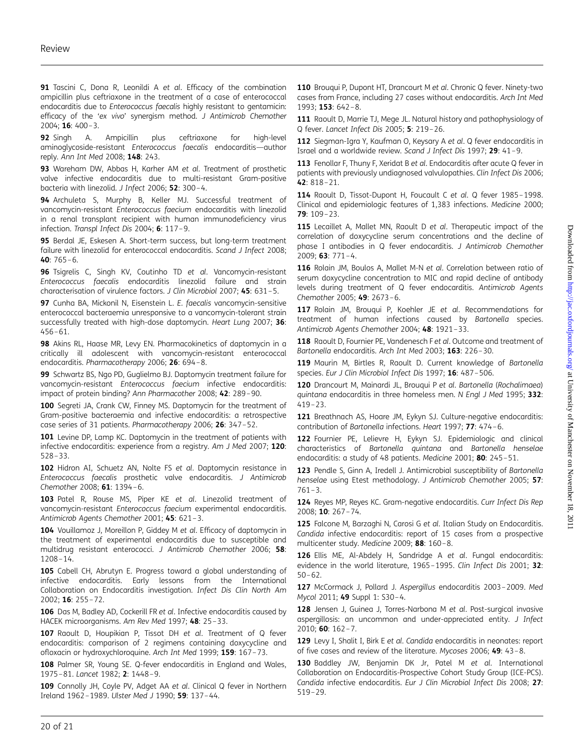**91** Tascini C, Dona R, Leonildi A *et al*. Efficacy of the combination ampicillin plus ceftriaxone in the treatment of a case of enterococcal endocarditis due to *Enterococcus faecalis* highly resistant to gentamicin: efficacy of the '*ex vivo*' synergism method. *J Antimicrob Chemother* 2004; **16**: 400–3.

**92** Singh A. Ampicillin plus ceftriaxone for high-level aminoglycoside-resistant *Enterococcus faecalis* endocarditis—author reply. *Ann Int Med* 2008; **148**: 243.

**93** Wareham DW, Abbas H, Karher AM *et al*. Treatment of prosthetic valve infective endocarditis due to multi-resistant Gram-positive bacteria with linezolid. *J Infect* 2006; **52**: 300–4.

**94** Archuleta S, Murphy B, Keller MJ. Successful treatment of vancomycin-resistant *Enterococcus faecium* endocarditis with linezolid in a renal transplant recipient with human immunodeficiency virus infection. *Transpl Infect Dis* 2004; **6**: 117–9.

**95** Berdal JE, Eskesen A. Short-term success, but long-term treatment failure with linezolid for enterococcal endocarditis. *Scand J Infect* 2008; **40**: 765–6.

**96** Tsigrelis C, Singh KV, Coutinho TD *et al*. Vancomycin-resistant *Enterococcus faecalis* endocarditis linezolid failure and strain characterisation of virulence factors. *J Clin Microbiol* 2007; **45**: 631–5.

**97** Cunha BA, Mickonil N, Eisenstein L. *E. faecalis* vancomycin-sensitive enterococcal bacteraemia unresponsive to a vancomycin-tolerant strain successfully treated with high-dose daptomycin. *Heart Lung* 2007; **36**: 456–61.

**98** Akins RL, Haase MR, Levy EN. Pharmacokinetics of daptomycin in a critically ill adolescent with vancomycin-resistant enterococcal endocarditis. *Pharmacotherapy* 2006; **26**: 694–8.

**99** Schwartz BS, Ngo PD, Guglielmo BJ. Daptomycin treatment failure for vancomycin-resistant *Enterococcus faecium* infective endocarditis: impact of protein binding? *Ann Pharmacother* 2008; **42**: 289–90.

**100** Segreti JA, Crank CW, Finney MS. Daptomycin for the treatment of Gram-positive bacteraemia and infective endocarditis: a retrospective case series of 31 patients. *Pharmacotherapy* 2006; **26**: 347–52.

**101** Levine DP, Lamp KC. Daptomycin in the treatment of patients with infective endocarditis: experience from a registry. *Am J Med* 2007; **120**: 528–33.

**102** Hidron AI, Schuetz AN, Nolte FS *et al*. Daptomycin resistance in *Enterococcus faecalis* prosthetic valve endocarditis. *J Antimicrob Chemother* 2008; **61**: 1394–6.

**103** Patel R, Rouse MS, Piper KE *et al*. Linezolid treatment of vancomycin-resistant *Enterococcus faecium* experimental endocarditis. *Antimicrob Agents Chemother* 2001; **45**: 621–3.

**104** Vouillamoz J, Moreillon P, Giddey M *et al*. Efficacy of daptomycin in the treatment of experimental endocarditis due to susceptible and multidrug resistant enterococci. *J Antimicrob Chemother* 2006; **58**: 1208–14.

**105** Cabell CH, Abrutyn E. Progress toward a global understanding of infective endocarditis. Early lessons from the International Collaboration on Endocarditis investigation. *Infect Dis Clin North Am* 2002; **16**: 255–72.

**106** Das M, Badley AD, Cockerill FR *et al*. Infective endocarditis caused by HACEK microorganisms. *Am Rev Med* 1997; **48**: 25–33.

**107** Raoult D, Houpikian P, Tissot DH *et al*. Treatment of Q fever endocarditis: comparison of 2 regimens containing doxycycline and ofloxacin or hydroxychloroquine. *Arch Int Med* 1999; **159**: 167–73.

**108** Palmer SR, Young SE. Q-fever endocarditis in England and Wales, 1975–81. *Lancet* 1982; **2**: 1448–9.

**109** Connolly JH, Coyle PV, Adget AA *et al*. Clinical Q fever in Northern Ireland 1962–1989. *Ulster Med J* 1990; **59**: 137–44.

**110** Brouqui P, Dupont HT, Drancourt M *et al*. Chronic Q fever. Ninety-two cases from France, including 27 cases without endocarditis. *Arch Int Med* 1993; **153**: 642–8.

**111** Raoult D, Marrie TJ, Mege JL. Natural history and pathophysiology of Q fever. *Lancet Infect Dis* 2005; **5**: 219–26.

**112** Siegman-Igra Y, Kaufman O, Keysary A *et al*. Q fever endocarditis in Israel and a worldwide review. *Scand J Infect Dis* 1997; **29**: 41–9.

**113** Fenollar F, Thuny F, Xeridat B *et al*. Endocarditis after acute Q fever in patients with previously undiagnosed valvulopathies. *Clin Infect Dis* 2006; **42**: 818–21.

**114** Raoult D, Tissot-Dupont H, Foucault C *et al*. Q fever 1985–1998. Clinical and epidemiologic features of 1,383 infections. *Medicine* 2000; **79**: 109–23.

**115** Lecaillet A, Mallet MN, Raoult D *et al*. Therapeutic impact of the correlation of doxycycline serum concentrations and the decline of phase I antibodies in Q fever endocarditis. *J Antimicrob Chemother* 2009; **63**: 771–4.

**116** Rolain JM, Boulos A, Mallet M-N *et al*. Correlation between ratio of serum doxycycline concentration to MIC and rapid decline of antibody levels during treatment of Q fever endocarditis. *Antimicrob Agents Chemother* 2005; **49**: 2673–6.

**117** Rolain JM, Brouqui P, Koehler JE *et al*. Recommendations for treatment of human infections caused by *Bartonella* species. *Antimicrob Agents Chemother* 2004; **48**: 1921–33.

**118** Raoult D, Fournier PE, Vandenesch F *et al*. Outcome and treatment of *Bartonella* endocarditis. *Arch Int Med* 2003; **163**: 226–30.

**119** Maurin M, Birtles R, Raoult D. Current knowledge of *Bartonella* species. *Eur J Clin Microbiol Infect Dis* 1997; **16**: 487–506.

**120** Drancourt M, Mainardi JL, Brouqui P *et al*. *Bartonella* (*Rochalimaea*) *quintana* endocarditis in three homeless men. *N Engl J Med* 1995; **332**: 419–23.

**121** Breathnach AS, Hoare JM, Eykyn SJ. Culture-negative endocarditis: contribution of *Bartonella* infections. *Heart* 1997; **77**: 474–6.

**122** Fournier PE, Lelievre H, Eykyn SJ. Epidemiologic and clinical characteristics of *Bartonella quintana* and *Bartonella henselae* endocarditis: a study of 48 patients. *Medicine* 2001; **80**: 245–51.

**123** Pendle S, Ginn A, Iredell J. Antimicrobial susceptibility of *Bartonella henselae* using Etest methodology. *J Antimicrob Chemother* 2005; **57**: 761–3.

**124** Reyes MP, Reyes KC. Gram-negative endocarditis. *Curr Infect Dis Rep* 2008; **10**: 267–74.

**125** Falcone M, Barzaghi N, Carosi G *et al*. Italian Study on Endocarditis. *Candida* infective endocarditis: report of 15 cases from a prospective multicenter study. *Medicine* 2009; **88**: 160–8.

**126** Ellis ME, Al-Abdely H, Sandridge A *et al*. Fungal endocarditis: evidence in the world literature, 1965–1995. *Clin Infect Dis* 2001; **32**: 50–62.

**127** McCormack J, Pollard J. *Aspergillus* endocarditis 2003–2009. *Med Mycol* 2011; **49** Suppl 1: S30–4.

**128** Jensen J, Guinea J, Torres-Narbona M *et al*. Post-surgical invasive aspergillosis: an uncommon and under-appreciated entity. *J Infect* 2010; **60**: 162–7.

**129** Levy I, Shalit I, Birk E *et al*. *Candida* endocarditis in neonates: report of five cases and review of the literature. *Mycoses* 2006; **49**: 43–8.

**130** Baddley JW, Benjamin DK Jr, Patel M *et al*. International Collaboration on Endocarditis-Prospective Cohort Study Group (ICE-PCS). *Candida* infective endocarditis. *Eur J Clin Microbiol Infect Dis* 2008; **27**: 519–29.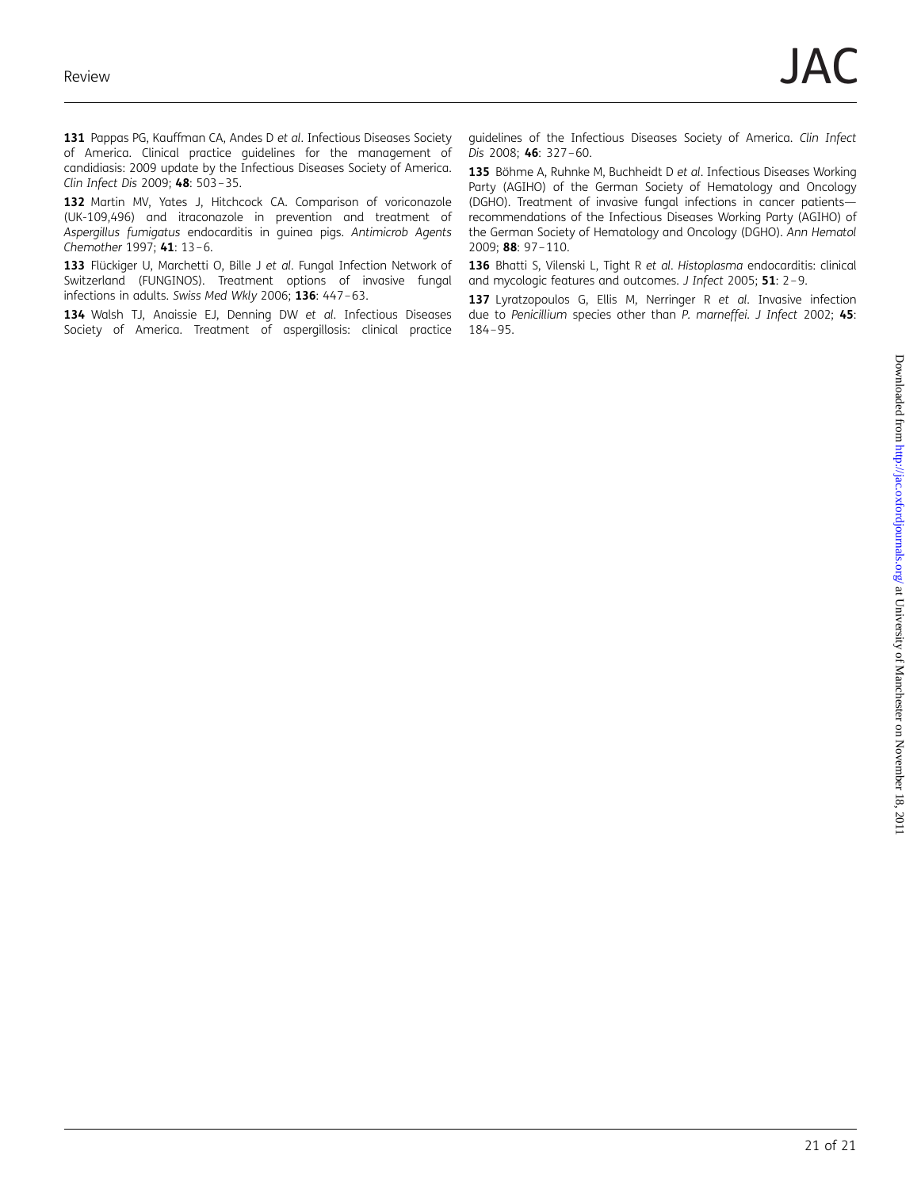**131** Pappas PG, Kauffman CA, Andes D *et al*. Infectious Diseases Society of America. Clinical practice guidelines for the management of candidiasis: 2009 update by the Infectious Diseases Society of America. *Clin Infect Dis* 2009; **48**: 503–35.

**132** Martin MV, Yates J, Hitchcock CA. Comparison of voriconazole (UK-109,496) and itraconazole in prevention and treatment of *Aspergillus fumigatus* endocarditis in guinea pigs. *Antimicrob Agents Chemother* 1997; **41**: 13–6.

**133** Flückiger U, Marchetti O, Bille J *et al*. Fungal Infection Network of Switzerland (FUNGINOS). Treatment options of invasive fungal infections in adults. *Swiss Med Wkly* 2006; **136**: 447–63.

**134** Walsh TJ, Anaissie EJ, Denning DW *et al*. Infectious Diseases Society of America. Treatment of aspergillosis: clinical practice guidelines of the Infectious Diseases Society of America. *Clin Infect Dis* 2008; **46**: 327–60.

**135** Böhme A, Ruhnke M, Buchheidt D *et al*. Infectious Diseases Working Party (AGIHO) of the German Society of Hematology and Oncology (DGHO). Treatment of invasive fungal infections in cancer patients—recommendations of the Infectious Diseases Working Party (AGIHO) of the German Society of Hematology and Oncology (DGHO). *Ann Hematol* 2009; **88**: 97–110.

**136** Bhatti S, Vilenski L, Tight R *et al*. *Histoplasma* endocarditis: clinical and mycologic features and outcomes. *J Infect* 2005; **51**: 2–9.

**137** Lyratzopoulos G, Ellis M, Nerringer R *et al*. Invasive infection due to *Penicillium* species other than *P. marneffei*. *J Infect* 2002; **45**: 184–95.